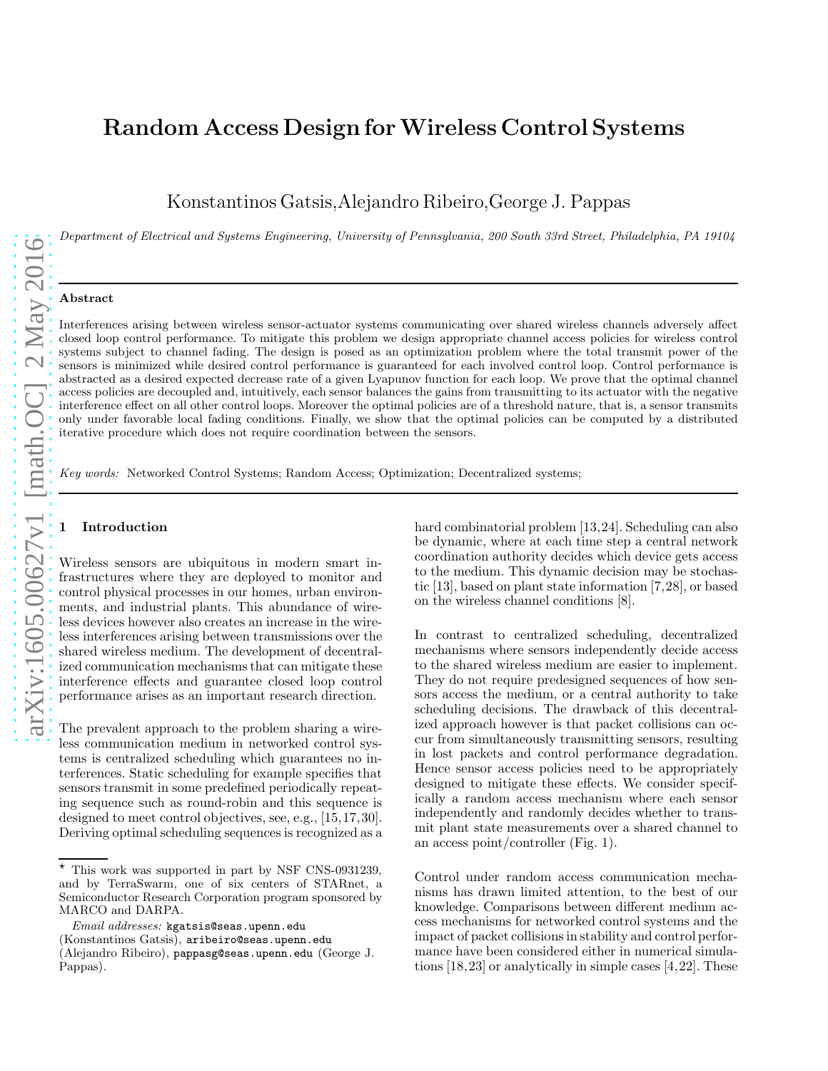# Random Access Design for Wireless Control Systems

Konstantinos Gatsis, Alejandro Ribeiro, George J. Pappas

*Department of Electrical and Systems Engineering, University of Pennsylvania, 200 South 33rd Street, Philadelphia, PA 19104*

---

**Abstract**

Interferences arising between wireless sensor-actuator systems communicating over shared wireless channels adversely affect closed loop control performance. To mitigate this problem we design appropriate channel access policies for wireless control systems subject to channel fading. The design is posed as an optimization problem where the total transmit power of the sensors is minimized while desired control performance is guaranteed for each involved control loop. Control performance is abstracted as a desired expected decrease rate of a given Lyapunov function for each loop. We prove that the optimal channel access policies are decoupled and, intuitively, each sensor balances the gains from transmitting to its actuator with the negative interference effect on all other control loops. Moreover the optimal policies are of a threshold nature, that is, a sensor transmits only under favorable local fading conditions. Finally, we show that the optimal policies can be computed by a distributed iterative procedure which does not require coordination between the sensors.

*Key words:* Networked Control Systems; Random Access; Optimization; Decentralized systems;

---

## 1 Introduction

Wireless sensors are ubiquitous in modern smart infrastructures where they are deployed to monitor and control physical processes in our homes, urban environments, and industrial plants. This abundance of wireless devices however also creates an increase in the wireless interferences arising between transmissions over the shared wireless medium. The development of decentralized communication mechanisms that can mitigate these interference effects and guarantee closed loop control performance arises as an important research direction.

The prevalent approach to the problem sharing a wireless communication medium in networked control systems is centralized scheduling which guarantees no interferences. Static scheduling for example specifies that sensors transmit in some predefined periodically repeating sequence such as round-robin and this sequence is designed to meet control objectives, see, e.g., [15,17,30]. Deriving optimal scheduling sequences is recognized as a hard combinatorial problem [13,24]. Scheduling can also be dynamic, where at each time step a central network coordination authority decides which device gets access to the medium. This dynamic decision may be stochastic [13], based on plant state information [7,28], or based on the wireless channel conditions [8].

In contrast to centralized scheduling, decentralized mechanisms where sensors independently decide access to the shared wireless medium are easier to implement. They do not require predesigned sequences of how sensors access the medium, or a central authority to take scheduling decisions. The drawback of this decentralized approach however is that packet collisions can occur from simultaneously transmitting sensors, resulting in lost packets and control performance degradation. Hence sensor access policies need to be appropriately designed to mitigate these effects. We consider specifically a random access mechanism where each sensor independently and randomly decides whether to transmit plant state measurements over a shared channel to an access point/controller (Fig. 1).

Control under random access communication mechanisms has drawn limited attention, to the best of our knowledge. Comparisons between different medium access mechanisms for networked control systems and the impact of packet collisions in stability and control performance have been considered either in numerical simulations [18,23] or analytically in simple cases [4,22]. These

---

⋆ This work was supported in part by NSF CNS-0931239, and by TerraSwarm, one of six centers of STARnet, a Semiconductor Research Corporation program sponsored by MARCO and DARPA.

*Email addresses:* kgatsis@seas.upenn.edu (Konstantinos Gatsis), aribeiro@seas.upenn.edu (Alejandro Ribeiro), pappasg@seas.upenn.edu (George J. Pappas).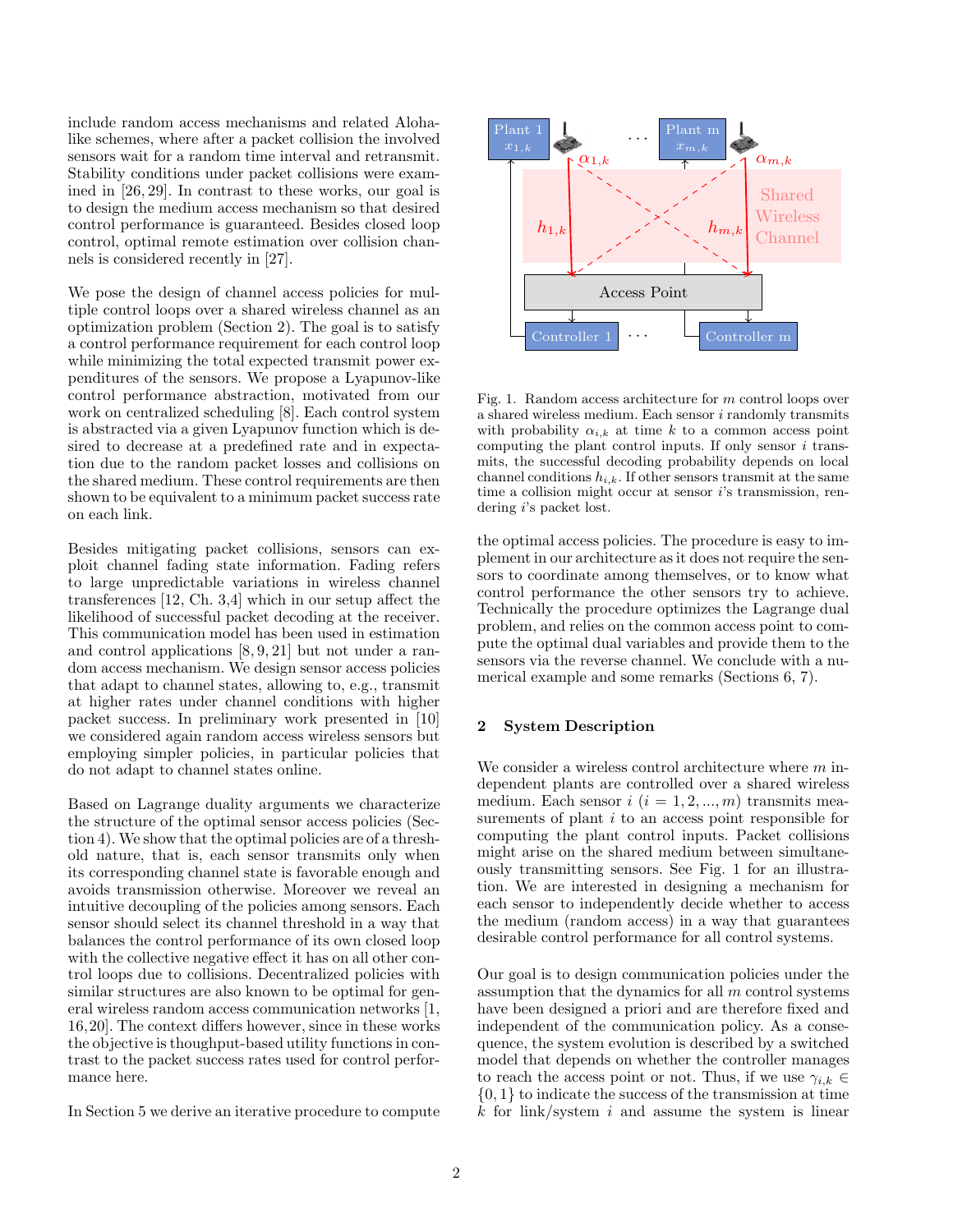include random access mechanisms and related Aloha-like schemes, where after a packet collision the involved sensors wait for a random time interval and retransmit. Stability conditions under packet collisions were examined in [26, 29]. In contrast to these works, our goal is to design the medium access mechanism so that desired control performance is guaranteed. Besides closed loop control, optimal remote estimation over collision channels is considered recently in [27].

We pose the design of channel access policies for multiple control loops over a shared wireless channel as an optimization problem (Section 2). The goal is to satisfy a control performance requirement for each control loop while minimizing the total expected transmit power expenditures of the sensors. We propose a Lyapunov-like control performance abstraction, motivated from our work on centralized scheduling [8]. Each control system is abstracted via a given Lyapunov function which is desired to decrease at a predefined rate and in expectation due to the random packet losses and collisions on the shared medium. These control requirements are then shown to be equivalent to a minimum packet success rate on each link.

Besides mitigating packet collisions, sensors can exploit channel fading state information. Fading refers to large unpredictable variations in wireless channel transferences [12, Ch. 3,4] which in our setup affect the likelihood of successful packet decoding at the receiver. This communication model has been used in estimation and control applications [8, 9, 21] but not under a random access mechanism. We design sensor access policies that adapt to channel states, allowing to, e.g., transmit at higher rates under channel conditions with higher packet success. In preliminary work presented in [10] we considered again random access wireless sensors but employing simpler policies, in particular policies that do not adapt to channel states online.

Based on Lagrange duality arguments we characterize the structure of the optimal sensor access policies (Section 4). We show that the optimal policies are of a threshold nature, that is, each sensor transmits only when its corresponding channel state is favorable enough and avoids transmission otherwise. Moreover we reveal an intuitive decoupling of the policies among sensors. Each sensor should select its channel threshold in a way that balances the control performance of its own closed loop with the collective negative effect it has on all other control loops due to collisions. Decentralized policies with similar structures are also known to be optimal for general wireless random access communication networks [1, 16, 20]. The context differs however, since in these works the objective is thoughput-based utility functions in contrast to the packet success rates used for control performance here.

In Section 5 we derive an iterative procedure to compute the optimal access policies. The procedure is easy to implement in our architecture as it does not require the sensors to coordinate among themselves, or to know what control performance the other sensors try to achieve. Technically the procedure optimizes the Lagrange dual problem, and relies on the common access point to compute the optimal dual variables and provide them to the sensors via the reverse channel. We conclude with a numerical example and some remarks (Sections 6, 7).

Fig. 1. Random access architecture for $m$ control loops over a shared wireless medium. Each sensor $i$ randomly transmits with probability $\alpha_{i,k}$ at time $k$ to a common access point computing the plant control inputs. If only sensor $i$ transmits, the successful decoding probability depends on local channel conditions $h_{i,k}$. If other sensors transmit at the same time a collision might occur at sensor $i$'s transmission, rendering $i$'s packet lost.

## 2 System Description

We consider a wireless control architecture where $m$ independent plants are controlled over a shared wireless medium. Each sensor $i$ $(i = 1, 2, ..., m)$ transmits measurements of plant $i$ to an access point responsible for computing the plant control inputs. Packet collisions might arise on the shared medium between simultaneously transmitting sensors. See Fig. 1 for an illustration. We are interested in designing a mechanism for each sensor to independently decide whether to access the medium (random access) in a way that guarantees desirable control performance for all control systems.

Our goal is to design communication policies under the assumption that the dynamics for all $m$ control systems have been designed a priori and are therefore fixed and independent of the communication policy. As a consequence, the system evolution is described by a switched model that depends on whether the controller manages to reach the access point or not. Thus, if we use $\gamma_{i,k} \in \{0, 1\}$ to indicate the success of the transmission at time $k$ for link/system $i$ and assume the system is linear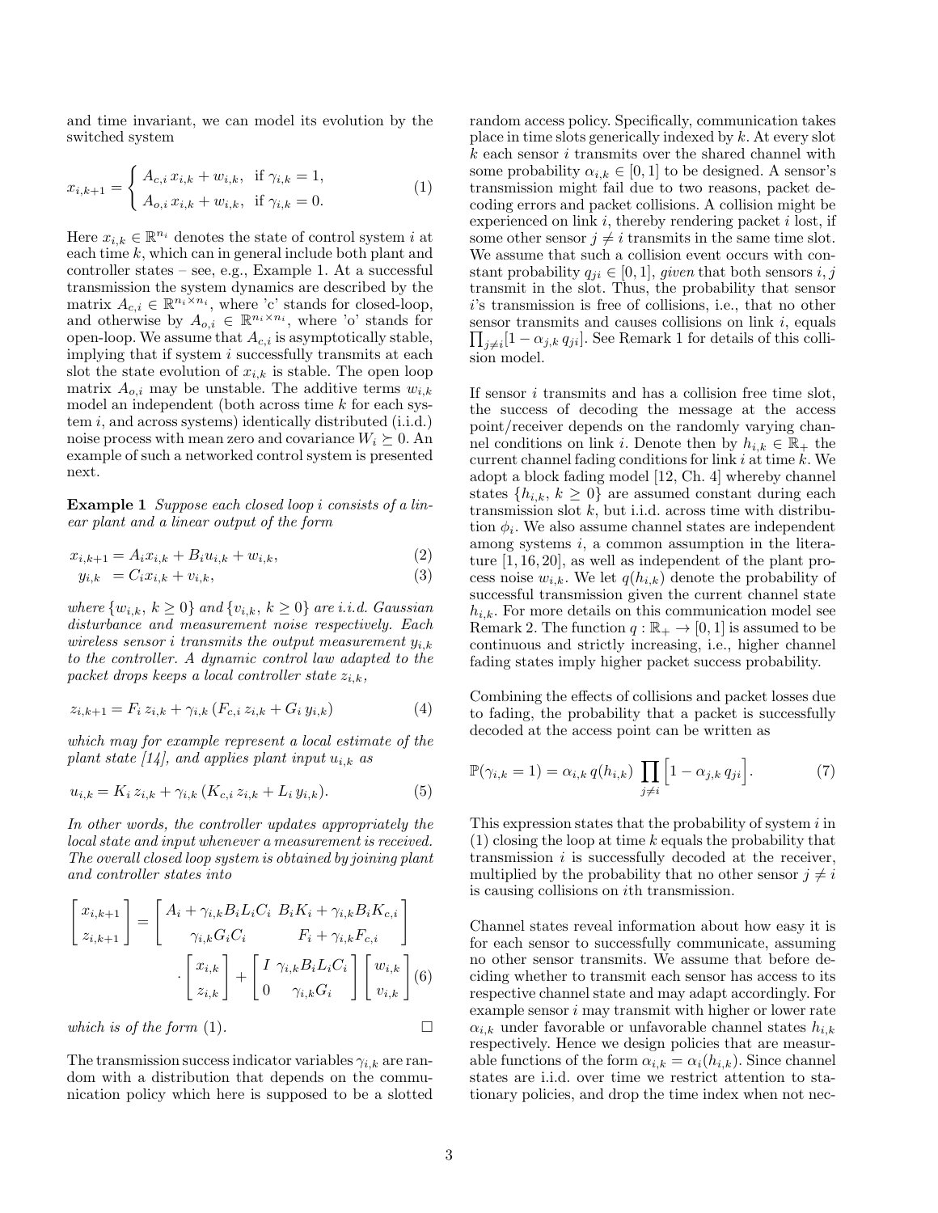and time invariant, we can model its evolution by the switched system

$$x_{i,k+1} = \begin{cases} A_{c,i}\, x_{i,k} + w_{i,k}, & \text{if } \gamma_{i,k} = 1, \\ A_{o,i}\, x_{i,k} + w_{i,k}, & \text{if } \gamma_{i,k} = 0. \end{cases} \tag{1}$$

Here $x_{i,k} \in \mathbb{R}^{n_i}$ denotes the state of control system $i$ at each time $k$, which can in general include both plant and controller states – see, e.g., Example 1. At a successful transmission the system dynamics are described by the matrix $A_{c,i} \in \mathbb{R}^{n_i \times n_i}$, where 'c' stands for closed-loop, and otherwise by $A_{o,i} \in \mathbb{R}^{n_i \times n_i}$, where 'o' stands for open-loop. We assume that $A_{c,i}$ is asymptotically stable, implying that if system $i$ successfully transmits at each slot the state evolution of $x_{i,k}$ is stable. The open loop matrix $A_{o,i}$ may be unstable. The additive terms $w_{i,k}$ model an independent (both across time $k$ for each system $i$, and across systems) identically distributed (i.i.d.) noise process with mean zero and covariance $W_i \succeq 0$. An example of such a networked control system is presented next.

**Example 1** *Suppose each closed loop $i$ consists of a linear plant and a linear output of the form*

$$x_{i,k+1} = A_i x_{i,k} + B_i u_{i,k} + w_{i,k}, \tag{2}$$

$$y_{i,k} = C_i x_{i,k} + v_{i,k}, \tag{3}$$

*where $\{w_{i,k},\, k \geq 0\}$ and $\{v_{i,k},\, k \geq 0\}$ are i.i.d. Gaussian disturbance and measurement noise respectively. Each wireless sensor $i$ transmits the output measurement $y_{i,k}$ to the controller. A dynamic control law adapted to the packet drops keeps a local controller state $z_{i,k}$,*

$$z_{i,k+1} = F_i\, z_{i,k} + \gamma_{i,k}\, (F_{c,i}\, z_{i,k} + G_i\, y_{i,k}) \tag{4}$$

*which may for example represent a local estimate of the plant state [14], and applies plant input $u_{i,k}$ as*

$$u_{i,k} = K_i\, z_{i,k} + \gamma_{i,k}\, (K_{c,i}\, z_{i,k} + L_i\, y_{i,k}). \tag{5}$$

*In other words, the controller updates appropriately the local state and input whenever a measurement is received. The overall closed loop system is obtained by joining plant and controller states into*

$$\begin{bmatrix} x_{i,k+1} \\ z_{i,k+1} \end{bmatrix} = \begin{bmatrix} A_i + \gamma_{i,k} B_i L_i C_i & B_i K_i + \gamma_{i,k} B_i K_{c,i} \\ \gamma_{i,k} G_i C_i & F_i + \gamma_{i,k} F_{c,i} \end{bmatrix} \cdot \begin{bmatrix} x_{i,k} \\ z_{i,k} \end{bmatrix} + \begin{bmatrix} I & \gamma_{i,k} B_i L_i C_i \\ 0 & \gamma_{i,k} G_i \end{bmatrix} \begin{bmatrix} w_{i,k} \\ v_{i,k} \end{bmatrix} \tag{6}$$

*which is of the form* (1). □

The transmission success indicator variables $\gamma_{i,k}$ are random with a distribution that depends on the communication policy which here is supposed to be a slotted random access policy. Specifically, communication takes place in time slots generically indexed by $k$. At every slot $k$ each sensor $i$ transmits over the shared channel with some probability $\alpha_{i,k} \in [0, 1]$ to be designed. A sensor's transmission might fail due to two reasons, packet decoding errors and packet collisions. A collision might be experienced on link $i$, thereby rendering packet $i$ lost, if some other sensor $j \neq i$ transmits in the same time slot. We assume that such a collision event occurs with constant probability $q_{ji} \in [0, 1]$, *given* that both sensors $i, j$ transmit in the slot. Thus, the probability that sensor $i$'s transmission is free of collisions, i.e., that no other sensor transmits and causes collisions on link $i$, equals $\prod_{j \neq i} [1 - \alpha_{j,k}\, q_{ji}]$. See Remark 1 for details of this collision model.

If sensor $i$ transmits and has a collision free time slot, the success of decoding the message at the access point/receiver depends on the randomly varying channel conditions on link $i$. Denote then by $h_{i,k} \in \mathbb{R}_+$ the current channel fading conditions for link $i$ at time $k$. We adopt a block fading model [12, Ch. 4] whereby channel states $\{h_{i,k},\, k \geq 0\}$ are assumed constant during each transmission slot $k$, but i.i.d. across time with distribution $\phi_i$. We also assume channel states are independent among systems $i$, a common assumption in the literature [1, 16, 20], as well as independent of the plant process noise $w_{i,k}$. We let $q(h_{i,k})$ denote the probability of successful transmission given the current channel state $h_{i,k}$. For more details on this communication model see Remark 2. The function $q : \mathbb{R}_+ \to [0, 1]$ is assumed to be continuous and strictly increasing, i.e., higher channel fading states imply higher packet success probability.

Combining the effects of collisions and packet losses due to fading, the probability that a packet is successfully decoded at the access point can be written as

$$\mathbb{P}(\gamma_{i,k} = 1) = \alpha_{i,k}\, q(h_{i,k}) \prod_{j \neq i} \Big[ 1 - \alpha_{j,k}\, q_{ji} \Big]. \tag{7}$$

This expression states that the probability of system $i$ in (1) closing the loop at time $k$ equals the probability that transmission $i$ is successfully decoded at the receiver, multiplied by the probability that no other sensor $j \neq i$ is causing collisions on $i$th transmission.

Channel states reveal information about how easy it is for each sensor to successfully communicate, assuming no other sensor transmits. We assume that before deciding whether to transmit each sensor has access to its respective channel state and may adapt accordingly. For example sensor $i$ may transmit with higher or lower rate $\alpha_{i,k}$ under favorable or unfavorable channel states $h_{i,k}$ respectively. Hence we design policies that are measurable functions of the form $\alpha_{i,k} = \alpha_i(h_{i,k})$. Since channel states are i.i.d. over time we restrict attention to stationary policies, and drop the time index when not nec-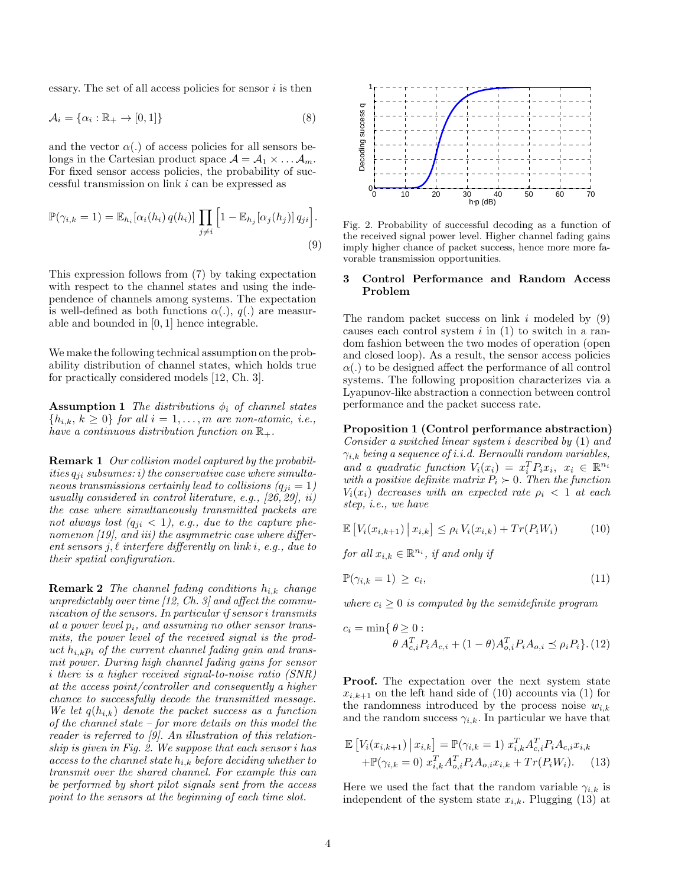essary. The set of all access policies for sensor $i$ is then

$$\mathcal{A}_i = \{\alpha_i : \mathbb{R}_+ \to [0,1]\} \tag{8}$$

and the vector $\alpha(.)$ of access policies for all sensors belongs in the Cartesian product space $\mathcal{A} = \mathcal{A}_1 \times \ldots \mathcal{A}_m$. For fixed sensor access policies, the probability of successful transmission on link $i$ can be expressed as

$$\mathbb{P}(\gamma_{i,k} = 1) = \mathbb{E}_{h_i}[\alpha_i(h_i)\, q(h_i)] \prod_{j \neq i} \Big[1 - \mathbb{E}_{h_j}[\alpha_j(h_j)]\, q_{ji}\Big]. \tag{9}$$

This expression follows from (7) by taking expectation with respect to the channel states and using the independence of channels among systems. The expectation is well-defined as both functions $\alpha(.)$, $q(.)$ are measurable and bounded in $[0,1]$ hence integrable.

We make the following technical assumption on the probability distribution of channel states, which holds true for practically considered models [12, Ch. 3].

**Assumption 1** *The distributions $\phi_i$ of channel states $\{h_{i,k},\ k \geq 0\}$ for all $i = 1, \ldots, m$ are non-atomic, i.e., have a continuous distribution function on $\mathbb{R}_+$.*

**Remark 1** *Our collision model captured by the probabilities $q_{ji}$ subsumes: i) the conservative case where simultaneous transmissions certainly lead to collisions ($q_{ji} = 1$) usually considered in control literature, e.g., [26, 29], ii) the case where simultaneously transmitted packets are not always lost ($q_{ji} < 1$), e.g., due to the capture phenomenon [19], and iii) the asymmetric case where different sensors $j, \ell$ interfere differently on link $i$, e.g., due to their spatial configuration.*

**Remark 2** *The channel fading conditions $h_{i,k}$ change unpredictably over time [12, Ch. 3] and affect the communication of the sensors. In particular if sensor $i$ transmits at a power level $p_i$, and assuming no other sensor transmits, the power level of the received signal is the product $h_{i,k}p_i$ of the current channel fading gain and transmit power. During high channel fading gains for sensor $i$ there is a higher received signal-to-noise ratio (SNR) at the access point/controller and consequently a higher chance to successfully decode the transmitted message. We let $q(h_{i,k})$ denote the packet success as a function of the channel state – for more details on this model the reader is referred to [9]. An illustration of this relationship is given in Fig. 2. We suppose that each sensor $i$ has access to the channel state $h_{i,k}$ before deciding whether to transmit over the shared channel. For example this can be performed by short pilot signals sent from the access point to the sensors at the beginning of each time slot.*

Fig. 2. Probability of successful decoding as a function of the received signal power level. Higher channel fading gains imply higher chance of packet success, hence more more favorable transmission opportunities.

## 3 Control Performance and Random Access Problem

The random packet success on link $i$ modeled by (9) causes each control system $i$ in (1) to switch in a random fashion between the two modes of operation (open and closed loop). As a result, the sensor access policies $\alpha(.)$ to be designed affect the performance of all control systems. The following proposition characterizes via a Lyapunov-like abstraction a connection between control performance and the packet success rate.

**Proposition 1 (Control performance abstraction)** *Consider a switched linear system $i$ described by (1) and $\gamma_{i,k}$ being a sequence of i.i.d. Bernoulli random variables, and a quadratic function $V_i(x_i) = x_i^T P_i x_i,\ x_i \in \mathbb{R}^{n_i}$ with a positive definite matrix $P_i \succ 0$. Then the function $V_i(x_i)$ decreases with an expected rate $\rho_i < 1$ at each step, i.e., we have*

$$\mathbb{E}\left[V_i(x_{i,k+1}) \,\middle|\, x_{i,k}\right] \leq \rho_i\, V_i(x_{i,k}) + Tr(P_i W_i) \tag{10}$$

*for all $x_{i,k} \in \mathbb{R}^{n_i}$, if and only if*

$$\mathbb{P}(\gamma_{i,k} = 1) \geq c_i, \tag{11}$$

*where $c_i \geq 0$ is computed by the semidefinite program*

$$c_i = \min\{\, \theta \geq 0 : \theta\, A_{c,i}^T P_i A_{c,i} + (1-\theta) A_{o,i}^T P_i A_{o,i} \preceq \rho_i P_i \}. \tag{12}$$

**Proof.** The expectation over the next system state $x_{i,k+1}$ on the left hand side of (10) accounts via (1) for the randomness introduced by the process noise $w_{i,k}$ and the random success $\gamma_{i,k}$. In particular we have that

$$\begin{aligned}\mathbb{E}\left[V_i(x_{i,k+1}) \,\middle|\, x_{i,k}\right] &= \mathbb{P}(\gamma_{i,k} = 1)\ x_{i,k}^T A_{c,i}^T P_i A_{c,i} x_{i,k} \\ &+ \mathbb{P}(\gamma_{i,k} = 0)\ x_{i,k}^T A_{o,i}^T P_i A_{o,i} x_{i,k} + Tr(P_i W_i). \end{aligned} \tag{13}$$

Here we used the fact that the random variable $\gamma_{i,k}$ is independent of the system state $x_{i,k}$. Plugging (13) at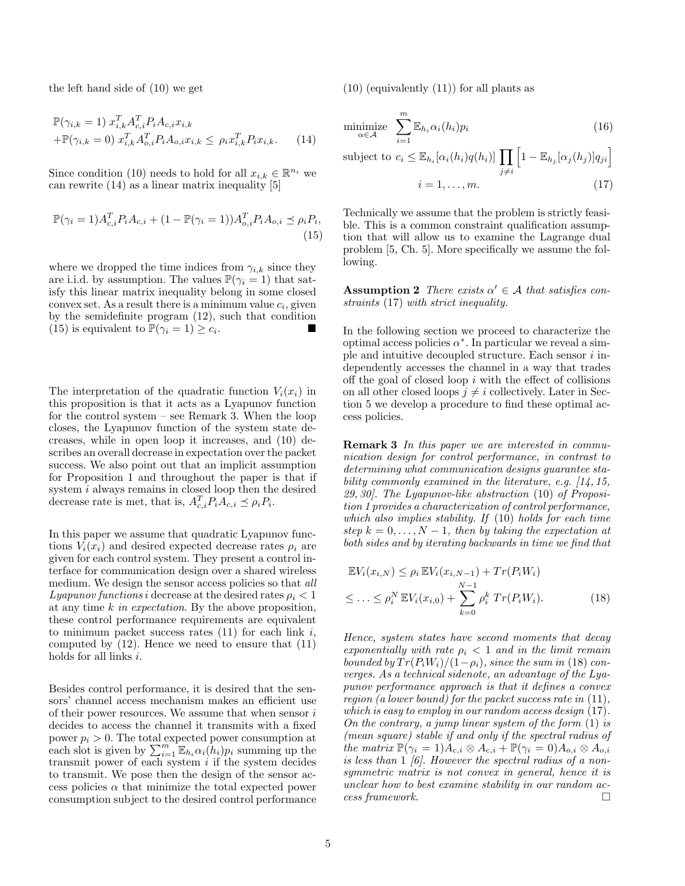the left hand side of (10) we get

$$\mathbb{P}(\gamma_{i,k} = 1) \; x_{i,k}^T A_{c,i}^T P_i A_{c,i} x_{i,k} + \mathbb{P}(\gamma_{i,k} = 0) \; x_{i,k}^T A_{o,i}^T P_i A_{o,i} x_{i,k} \leq \; \rho_i x_{i,k}^T P_i x_{i,k}. \tag{14}$$

Since condition (10) needs to hold for all $x_{i,k} \in \mathbb{R}^{n_i}$ we can rewrite (14) as a linear matrix inequality [5]

$$\mathbb{P}(\gamma_i = 1) A_{c,i}^T P_i A_{c,i} + (1 - \mathbb{P}(\gamma_i = 1)) A_{o,i}^T P_i A_{o,i} \preceq \rho_i P_i, \tag{15}$$

where we dropped the time indices from $\gamma_{i,k}$ since they are i.i.d. by assumption. The values $\mathbb{P}(\gamma_i = 1)$ that satisfy this linear matrix inequality belong in some closed convex set. As a result there is a minimum value $c_i$, given by the semidefinite program (12), such that condition (15) is equivalent to $\mathbb{P}(\gamma_i = 1) \geq c_i$. ■

The interpretation of the quadratic function $V_i(x_i)$ in this proposition is that it acts as a Lyapunov function for the control system – see Remark 3. When the loop closes, the Lyapunov function of the system state decreases, while in open loop it increases, and (10) describes an overall decrease in expectation over the packet success. We also point out that an implicit assumption for Proposition 1 and throughout the paper is that if system $i$ always remains in closed loop then the desired decrease rate is met, that is, $A_{c,i}^T P_i A_{c,i} \preceq \rho_i P_i$.

In this paper we assume that quadratic Lyapunov functions $V_i(x_i)$ and desired expected decrease rates $\rho_i$ are given for each control system. They present a control interface for communication design over a shared wireless medium. We design the sensor access policies so that *all Lyapunov functions i* decrease at the desired rates $\rho_i < 1$ at any time $k$ *in expectation*. By the above proposition, these control performance requirements are equivalent to minimum packet success rates (11) for each link $i$, computed by (12). Hence we need to ensure that (11) holds for all links $i$.

Besides control performance, it is desired that the sensors' channel access mechanism makes an efficient use of their power resources. We assume that when sensor $i$ decides to access the channel it transmits with a fixed power $p_i > 0$. The total expected power consumption at each slot is given by $\sum_{i=1}^m \mathbb{E}_{h_i} \alpha_i(h_i) p_i$ summing up the transmit power of each system $i$ if the system decides to transmit. We pose then the design of the sensor access policies $\alpha$ that minimize the total expected power consumption subject to the desired control performance (10) (equivalently (11)) for all plants as

$$\underset{\alpha \in \mathcal{A}}{\text{minimize}} \quad \sum_{i=1}^m \mathbb{E}_{h_i} \alpha_i(h_i) p_i \tag{16}$$

$$\text{subject to } c_i \leq \mathbb{E}_{h_i}[\alpha_i(h_i) q(h_i)] \prod_{j \neq i} \Big[ 1 - \mathbb{E}_{h_j}[\alpha_j(h_j)] q_{ji} \Big]$$
$$i = 1, \ldots, m. \tag{17}$$

Technically we assume that the problem is strictly feasible. This is a common constraint qualification assumption that will allow us to examine the Lagrange dual problem [5, Ch. 5]. More specifically we assume the following.

**Assumption 2** *There exists $\alpha' \in \mathcal{A}$ that satisfies constraints* (17) *with strict inequality.*

In the following section we proceed to characterize the optimal access policies $\alpha^*$. In particular we reveal a simple and intuitive decoupled structure. Each sensor $i$ independently accesses the channel in a way that trades off the goal of closed loop $i$ with the effect of collisions on all other closed loops $j \neq i$ collectively. Later in Section 5 we develop a procedure to find these optimal access policies.

**Remark 3** *In this paper we are interested in communication design for control performance, in contrast to determining what communication designs guarantee stability commonly examined in the literature, e.g. [14, 15, 29, 30]. The Lyapunov-like abstraction* (10) *of Proposition 1 provides a characterization of control performance, which also implies stability. If* (10) *holds for each time step $k = 0, \ldots, N-1$, then by taking the expectation at both sides and by iterating backwards in time we find that*

$$\mathbb{E}V_i(x_{i,N}) \leq \rho_i \, \mathbb{E}V_i(x_{i,N-1}) + Tr(P_i W_i)$$
$$\leq \ldots \leq \rho_i^N \, \mathbb{E}V_i(x_{i,0}) + \sum_{k=0}^{N-1} \rho_i^k \; Tr(P_i W_i). \tag{18}$$

*Hence, system states have second moments that decay exponentially with rate $\rho_i < 1$ and in the limit remain bounded by $Tr(P_i W_i)/(1 - \rho_i)$, since the sum in* (18) *converges. As a technical sidenote, an advantage of the Lyapunov performance approach is that it defines a convex region (a lower bound) for the packet success rate in* (11)*, which is easy to employ in our random access design* (17)*. On the contrary, a jump linear system of the form* (1) *is (mean square) stable if and only if the spectral radius of the matrix $\mathbb{P}(\gamma_i = 1) A_{c,i} \otimes A_{c,i} + \mathbb{P}(\gamma_i = 0) A_{o,i} \otimes A_{o,i}$ is less than 1 [6]. However the spectral radius of a non-symmetric matrix is not convex in general, hence it is unclear how to best examine stability in our random access framework.* □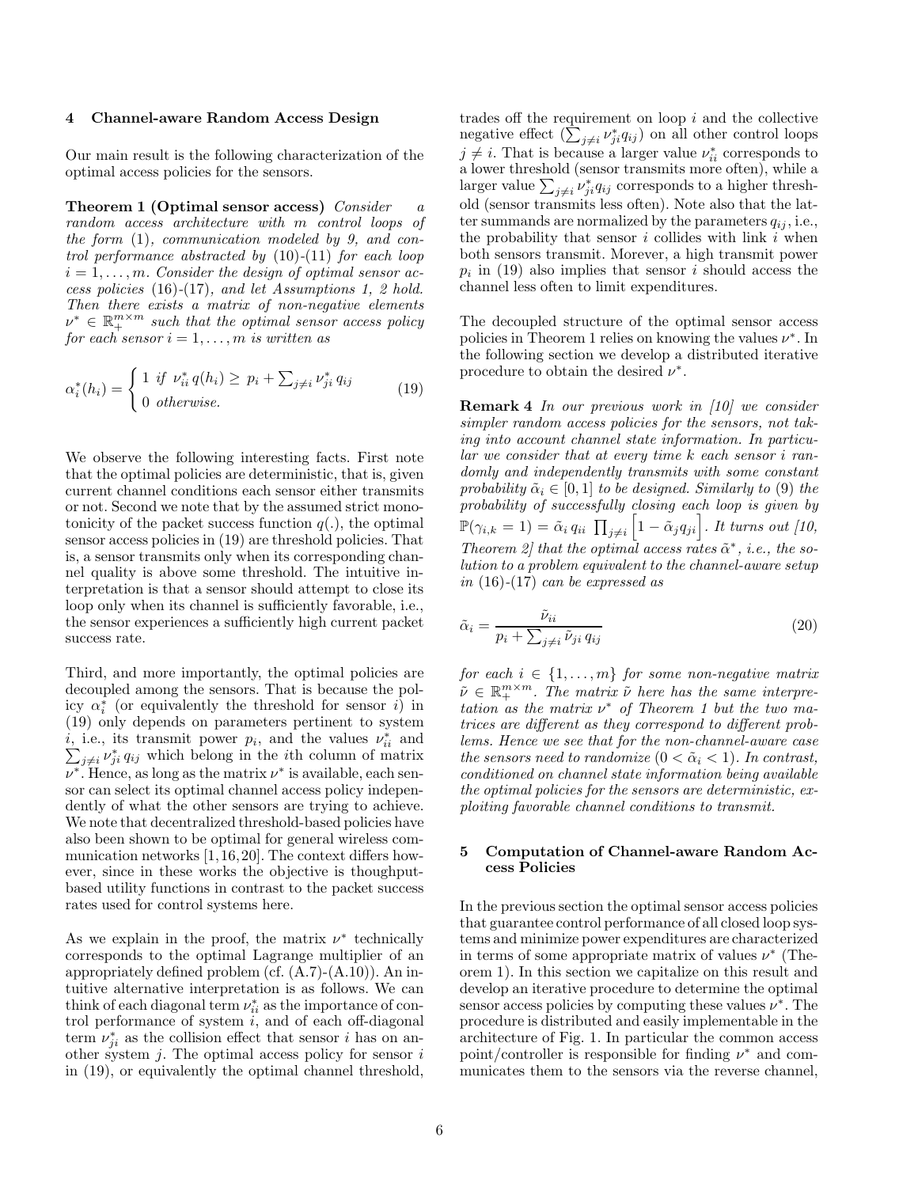## 4 Channel-aware Random Access Design

Our main result is the following characterization of the optimal access policies for the sensors.

**Theorem 1 (Optimal sensor access)** *Consider a random access architecture with $m$ control loops of the form (1), communication modeled by 9, and control performance abstracted by (10)-(11) for each loop $i = 1, \ldots, m$. Consider the design of optimal sensor access policies (16)-(17), and let Assumptions 1, 2 hold. Then there exists a matrix of non-negative elements $\nu^* \in \mathbb{R}_+^{m \times m}$ such that the optimal sensor access policy for each sensor $i = 1, \ldots, m$ is written as*

$$\alpha_i^*(h_i) = \begin{cases} 1 \text{ if } \nu_{ii}^* \, q(h_i) \geq \, p_i + \sum_{j \neq i} \nu_{ji}^* \, q_{ij} \\ 0 \text{ otherwise.} \end{cases} \tag{19}$$

We observe the following interesting facts. First note that the optimal policies are deterministic, that is, given current channel conditions each sensor either transmits or not. Second we note that by the assumed strict monotonicity of the packet success function $q(.)$, the optimal sensor access policies in (19) are threshold policies. That is, a sensor transmits only when its corresponding channel quality is above some threshold. The intuitive interpretation is that a sensor should attempt to close its loop only when its channel is sufficiently favorable, i.e., the sensor experiences a sufficiently high current packet success rate.

Third, and more importantly, the optimal policies are decoupled among the sensors. That is because the policy $\alpha_i^*$ (or equivalently the threshold for sensor $i$) in (19) only depends on parameters pertinent to system $i$, i.e., its transmit power $p_i$, and the values $\nu_{ii}^*$ and $\sum_{j \neq i} \nu_{ji}^* \, q_{ij}$ which belong in the $i$th column of matrix $\nu^*$. Hence, as long as the matrix $\nu^*$ is available, each sensor can select its optimal channel access policy independently of what the other sensors are trying to achieve. We note that decentralized threshold-based policies have also been shown to be optimal for general wireless communication networks [1,16,20]. The context differs however, since in these works the objective is thoughput-based utility functions in contrast to the packet success rates used for control systems here.

As we explain in the proof, the matrix $\nu^*$ technically corresponds to the optimal Lagrange multiplier of an appropriately defined problem (cf. (A.7)-(A.10)). An intuitive alternative interpretation is as follows. We can think of each diagonal term $\nu_{ii}^*$ as the importance of control performance of system $i$, and of each off-diagonal term $\nu_{ji}^*$ as the collision effect that sensor $i$ has on another system $j$. The optimal access policy for sensor $i$ in (19), or equivalently the optimal channel threshold, trades off the requirement on loop $i$ and the collective negative effect ($\sum_{j \neq i} \nu_{ji}^* q_{ij}$) on all other control loops $j \neq i$. That is because a larger value $\nu_{ii}^*$ corresponds to a lower threshold (sensor transmits more often), while a larger value $\sum_{j \neq i} \nu_{ji}^* q_{ij}$ corresponds to a higher threshold (sensor transmits less often). Note also that the latter summands are normalized by the parameters $q_{ij}$, i.e., the probability that sensor $i$ collides with link $i$ when both sensors transmit. Morever, a high transmit power $p_i$ in (19) also implies that sensor $i$ should access the channel less often to limit expenditures.

The decoupled structure of the optimal sensor access policies in Theorem 1 relies on knowing the values $\nu^*$. In the following section we develop a distributed iterative procedure to obtain the desired $\nu^*$.

**Remark 4** *In our previous work in [10] we consider simpler random access policies for the sensors, not taking into account channel state information. In particular we consider that at every time $k$ each sensor $i$ randomly and independently transmits with some constant probability $\tilde{\alpha}_i \in [0, 1]$ to be designed. Similarly to (9) the probability of successfully closing each loop is given by $\mathbb{P}(\gamma_{i,k} = 1) = \tilde{\alpha}_i \, q_{ii} \, \prod_{j \neq i} \left[ 1 - \tilde{\alpha}_j q_{ji} \right]$. It turns out [10, Theorem 2] that the optimal access rates $\tilde{\alpha}^*$, i.e., the solution to a problem equivalent to the channel-aware setup in (16)-(17) can be expressed as*

$$\tilde{\alpha}_i = \frac{\tilde{\nu}_{ii}}{p_i + \sum_{j \neq i} \tilde{\nu}_{ji} \, q_{ij}} \tag{20}$$

*for each $i \in \{1, \ldots, m\}$ for some non-negative matrix $\tilde{\nu} \in \mathbb{R}_+^{m \times m}$. The matrix $\tilde{\nu}$ here has the same interpretation as the matrix $\nu^*$ of Theorem 1 but the two matrices are different as they correspond to different problems. Hence we see that for the non-channel-aware case the sensors need to randomize ($0 < \tilde{\alpha}_i < 1$). In contrast, conditioned on channel state information being available the optimal policies for the sensors are deterministic, exploiting favorable channel conditions to transmit.*

## 5 Computation of Channel-aware Random Access Policies

In the previous section the optimal sensor access policies that guarantee control performance of all closed loop systems and minimize power expenditures are characterized in terms of some appropriate matrix of values $\nu^*$ (Theorem 1). In this section we capitalize on this result and develop an iterative procedure to determine the optimal sensor access policies by computing these values $\nu^*$. The procedure is distributed and easily implementable in the architecture of Fig. 1. In particular the common access point/controller is responsible for finding $\nu^*$ and communicates them to the sensors via the reverse channel,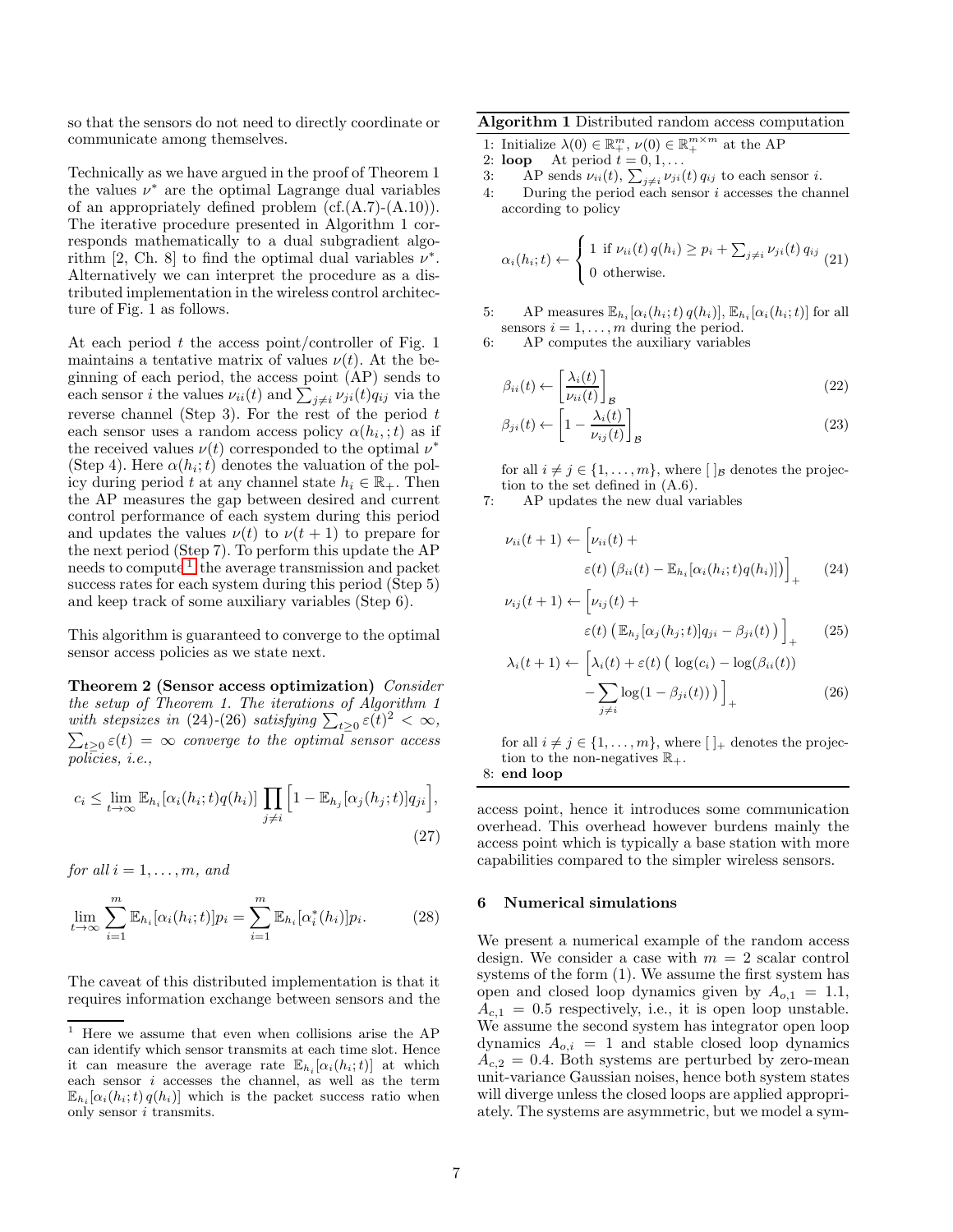so that the sensors do not need to directly coordinate or communicate among themselves.

Technically as we have argued in the proof of Theorem 1 the values $\nu^*$ are the optimal Lagrange dual variables of an appropriately defined problem (cf.(A.7)-(A.10)). The iterative procedure presented in Algorithm 1 corresponds mathematically to a dual subgradient algorithm [2, Ch. 8] to find the optimal dual variables $\nu^*$. Alternatively we can interpret the procedure as a distributed implementation in the wireless control architecture of Fig. 1 as follows.

At each period $t$ the access point/controller of Fig. 1 maintains a tentative matrix of values $\nu(t)$. At the beginning of each period, the access point (AP) sends to each sensor $i$ the values $\nu_{ii}(t)$ and $\sum_{j\neq i}\nu_{ji}(t)q_{ij}$ via the reverse channel (Step 3). For the rest of the period $t$ each sensor uses a random access policy $\alpha(h_i, ;t)$ as if the received values $\nu(t)$ corresponded to the optimal $\nu^*$ (Step 4). Here $\alpha(h_i;t)$ denotes the valuation of the policy during period $t$ at any channel state $h_i \in \mathbb{R}_+$. Then the AP measures the gap between desired and current control performance of each system during this period and updates the values $\nu(t)$ to $\nu(t+1)$ to prepare for the next period (Step 7). To perform this update the AP needs to compute[1] the average transmission and packet success rates for each system during this period (Step 5) and keep track of some auxiliary variables (Step 6).

This algorithm is guaranteed to converge to the optimal sensor access policies as we state next.

**Theorem 2 (Sensor access optimization)** *Consider the setup of Theorem 1. The iterations of Algorithm 1 with stepsizes in (24)-(26) satisfying $\sum_{t\geq 0}\varepsilon(t)^2 < \infty$, $\sum_{t\geq 0}\varepsilon(t) = \infty$ converge to the optimal sensor access policies, i.e.,*

$$c_i \leq \lim_{t\to\infty} \mathbb{E}_{h_i}[\alpha_i(h_i;t)q(h_i)] \prod_{j\neq i}\Big[1 - \mathbb{E}_{h_j}[\alpha_j(h_j;t)]q_{ji}\Big], \tag{27}$$

*for all $i = 1,\ldots,m$, and*

$$\lim_{t\to\infty}\sum_{i=1}^m \mathbb{E}_{h_i}[\alpha_i(h_i;t)]p_i = \sum_{i=1}^m \mathbb{E}_{h_i}[\alpha_i^*(h_i)]p_i. \tag{28}$$

The caveat of this distributed implementation is that it requires information exchange between sensors and the access point, hence it introduces some communication overhead. This overhead however burdens mainly the access point which is typically a base station with more capabilities compared to the simpler wireless sensors.

[1] Here we assume that even when collisions arise the AP can identify which sensor transmits at each time slot. Hence it can measure the average rate $\mathbb{E}_{h_i}[\alpha_i(h_i;t)]$ at which each sensor $i$ accesses the channel, as well as the term $\mathbb{E}_{h_i}[\alpha_i(h_i;t)\,q(h_i)]$ which is the packet success ratio when only sensor $i$ transmits.

---

**Algorithm 1** Distributed random access computation

1: Initialize $\lambda(0) \in \mathbb{R}_+^m$, $\nu(0) \in \mathbb{R}_+^{m\times m}$ at the AP
2: **loop** At period $t = 0, 1, \ldots$
3: AP sends $\nu_{ii}(t)$, $\sum_{j\neq i}\nu_{ji}(t)\,q_{ij}$ to each sensor $i$.
4: During the period each sensor $i$ accesses the channel according to policy

$$\alpha_i(h_i;t) \leftarrow \begin{cases} 1 \text{ if } \nu_{ii}(t)\,q(h_i) \geq p_i + \sum_{j\neq i}\nu_{ji}(t)\,q_{ij} \\ 0 \text{ otherwise.}\end{cases} \tag{21}$$

5: AP measures $\mathbb{E}_{h_i}[\alpha_i(h_i;t)\,q(h_i)]$, $\mathbb{E}_{h_i}[\alpha_i(h_i;t)]$ for all sensors $i = 1,\ldots,m$ during the period.
6: AP computes the auxiliary variables

$$\beta_{ii}(t) \leftarrow \left[\frac{\lambda_i(t)}{\nu_{ii}(t)}\right]_{\mathcal{B}} \tag{22}$$

$$\beta_{ji}(t) \leftarrow \left[1 - \frac{\lambda_i(t)}{\nu_{ij}(t)}\right]_{\mathcal{B}} \tag{23}$$

for all $i \neq j \in \{1,\ldots,m\}$, where $[\,]_{\mathcal{B}}$ denotes the projection to the set defined in (A.6).
7: AP updates the new dual variables

$$\nu_{ii}(t+1) \leftarrow \Big[\nu_{ii}(t) + \varepsilon(t)\left(\beta_{ii}(t) - \mathbb{E}_{h_i}[\alpha_i(h_i;t)q(h_i)]\right)\Big]_+ \tag{24}$$

$$\nu_{ij}(t+1) \leftarrow \Big[\nu_{ij}(t) + \varepsilon(t)\left(\mathbb{E}_{h_j}[\alpha_j(h_j;t)]q_{ji} - \beta_{ji}(t)\right)\Big]_+ \tag{25}$$

$$\lambda_i(t+1) \leftarrow \Big[\lambda_i(t) + \varepsilon(t)\Big(\log(c_i) - \log(\beta_{ii}(t)) - \sum_{j\neq i}\log(1-\beta_{ji}(t))\Big)\Big]_+ \tag{26}$$

for all $i \neq j \in \{1,\ldots,m\}$, where $[\,]_+$ denotes the projection to the non-negatives $\mathbb{R}_+$.
8: **end loop**

---

## 6 Numerical simulations

We present a numerical example of the random access design. We consider a case with $m = 2$ scalar control systems of the form (1). We assume the first system has open and closed loop dynamics given by $A_{o,1} = 1.1$, $A_{c,1} = 0.5$ respectively, i.e., it is open loop unstable. We assume the second system has integrator open loop dynamics $A_{o,i} = 1$ and stable closed loop dynamics $A_{c,2} = 0.4$. Both systems are perturbed by zero-mean unit-variance Gaussian noises, hence both system states will diverge unless the closed loops are applied appropriately. The systems are asymmetric, but we model a sym-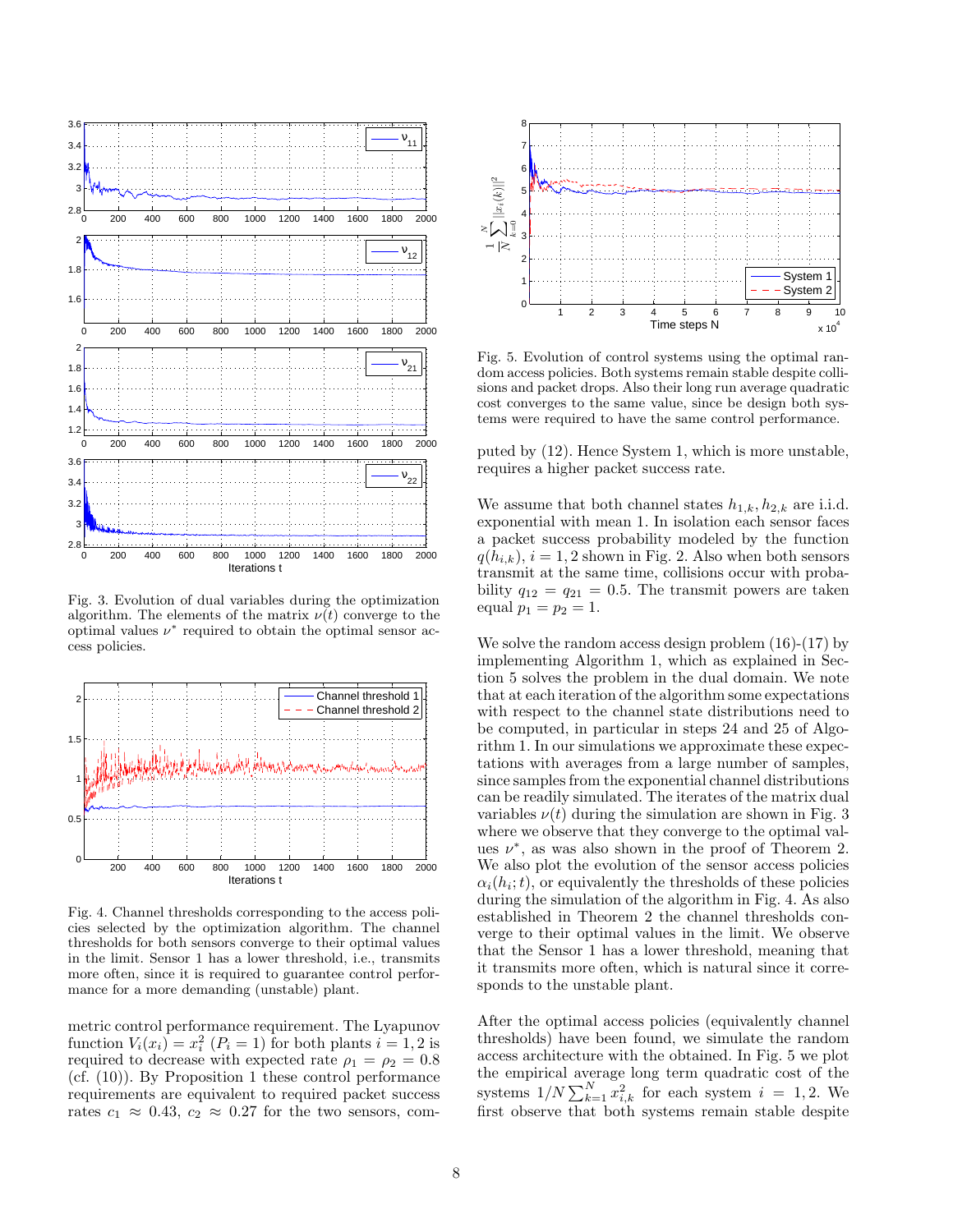Fig. 3. Evolution of dual variables during the optimization algorithm. The elements of the matrix $\nu(t)$ converge to the optimal values $\nu^*$ required to obtain the optimal sensor access policies.

Fig. 4. Channel thresholds corresponding to the access policies selected by the optimization algorithm. The channel thresholds for both sensors converge to their optimal values in the limit. Sensor 1 has a lower threshold, i.e., transmits more often, since it is required to guarantee control performance for a more demanding (unstable) plant.

metric control performance requirement. The Lyapunov function $V_i(x_i) = x_i^2$ ($P_i = 1$) for both plants $i = 1, 2$ is required to decrease with expected rate $\rho_1 = \rho_2 = 0.8$ (cf. (10)). By Proposition 1 these control performance requirements are equivalent to required packet success rates $c_1 \approx 0.43$, $c_2 \approx 0.27$ for the two sensors, computed by (12). Hence System 1, which is more unstable, requires a higher packet success rate.

Fig. 5. Evolution of control systems using the optimal random access policies. Both systems remain stable despite collisions and packet drops. Also their long run average quadratic cost converges to the same value, since be design both systems were required to have the same control performance.

We assume that both channel states $h_{1,k}, h_{2,k}$ are i.i.d. exponential with mean 1. In isolation each sensor faces a packet success probability modeled by the function $q(h_{i,k})$, $i = 1, 2$ shown in Fig. 2. Also when both sensors transmit at the same time, collisions occur with probability $q_{12} = q_{21} = 0.5$. The transmit powers are taken equal $p_1 = p_2 = 1$.

We solve the random access design problem (16)-(17) by implementing Algorithm 1, which as explained in Section 5 solves the problem in the dual domain. We note that at each iteration of the algorithm some expectations with respect to the channel state distributions need to be computed, in particular in steps 24 and 25 of Algorithm 1. In our simulations we approximate these expectations with averages from a large number of samples, since samples from the exponential channel distributions can be readily simulated. The iterates of the matrix dual variables $\nu(t)$ during the simulation are shown in Fig. 3 where we observe that they converge to the optimal values $\nu^*$, as was also shown in the proof of Theorem 2. We also plot the evolution of the sensor access policies $\alpha_i(h_i; t)$, or equivalently the thresholds of these policies during the simulation of the algorithm in Fig. 4. As also established in Theorem 2 the channel thresholds converge to their optimal values in the limit. We observe that the Sensor 1 has a lower threshold, meaning that it transmits more often, which is natural since it corresponds to the unstable plant.

After the optimal access policies (equivalently channel thresholds) have been found, we simulate the random access architecture with the obtained. In Fig. 5 we plot the empirical average long term quadratic cost of the systems $1/N \sum_{k=1}^{N} x_{i,k}^2$ for each system $i = 1, 2$. We first observe that both systems remain stable despite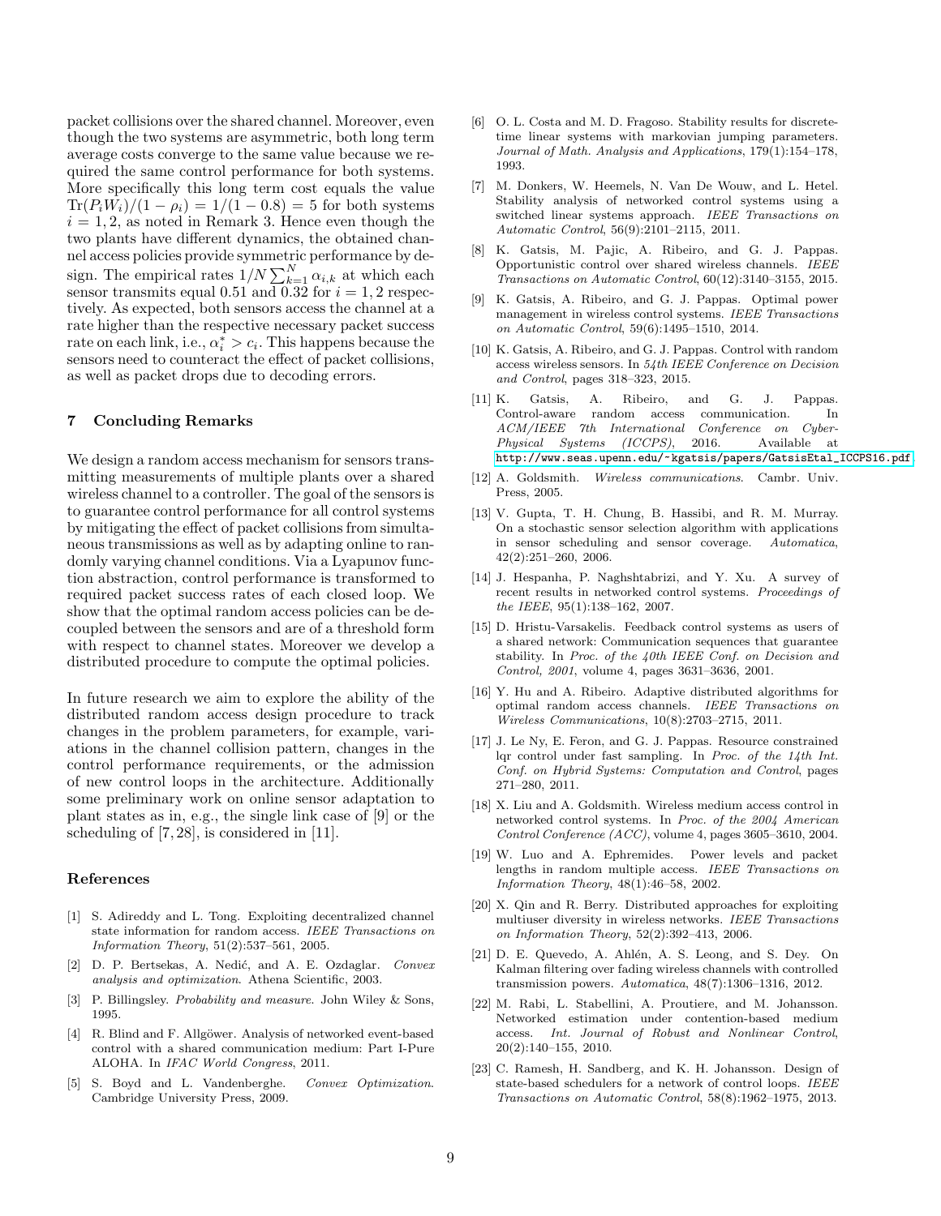packet collisions over the shared channel. Moreover, even though the two systems are asymmetric, both long term average costs converge to the same value because we required the same control performance for both systems. More specifically this long term cost equals the value $\mathrm{Tr}(P_i W_i)/(1-\rho_i) = 1/(1-0.8) = 5$ for both systems $i = 1, 2$, as noted in Remark 3. Hence even though the two plants have different dynamics, the obtained channel access policies provide symmetric performance by design. The empirical rates $1/N \sum_{k=1}^{N} \alpha_{i,k}$ at which each sensor transmits equal 0.51 and 0.32 for $i = 1, 2$ respectively. As expected, both sensors access the channel at a rate higher than the respective necessary packet success rate on each link, i.e., $\alpha_i^* > c_i$. This happens because the sensors need to counteract the effect of packet collisions, as well as packet drops due to decoding errors.

## 7 Concluding Remarks

We design a random access mechanism for sensors transmitting measurements of multiple plants over a shared wireless channel to a controller. The goal of the sensors is to guarantee control performance for all control systems by mitigating the effect of packet collisions from simultaneous transmissions as well as by adapting online to randomly varying channel conditions. Via a Lyapunov function abstraction, control performance is transformed to required packet success rates of each closed loop. We show that the optimal random access policies can be decoupled between the sensors and are of a threshold form with respect to channel states. Moreover we develop a distributed procedure to compute the optimal policies.

In future research we aim to explore the ability of the distributed random access design procedure to track changes in the problem parameters, for example, variations in the channel collision pattern, changes in the control performance requirements, or the admission of new control loops in the architecture. Additionally some preliminary work on online sensor adaptation to plant states as in, e.g., the single link case of [9] or the scheduling of [7, 28], is considered in [11].

## References

[1] S. Adireddy and L. Tong. Exploiting decentralized channel state information for random access. *IEEE Transactions on Information Theory*, 51(2):537–561, 2005.

[2] D. P. Bertsekas, A. Nedić, and A. E. Ozdaglar. *Convex analysis and optimization*. Athena Scientific, 2003.

[3] P. Billingsley. *Probability and measure*. John Wiley & Sons, 1995.

[4] R. Blind and F. Allgöwer. Analysis of networked event-based control with a shared communication medium: Part I-Pure ALOHA. In *IFAC World Congress*, 2011.

[5] S. Boyd and L. Vandenberghe. *Convex Optimization*. Cambridge University Press, 2009.

[6] O. L. Costa and M. D. Fragoso. Stability results for discrete-time linear systems with markovian jumping parameters. *Journal of Math. Analysis and Applications*, 179(1):154–178, 1993.

[7] M. Donkers, W. Heemels, N. Van De Wouw, and L. Hetel. Stability analysis of networked control systems using a switched linear systems approach. *IEEE Transactions on Automatic Control*, 56(9):2101–2115, 2011.

[8] K. Gatsis, M. Pajic, A. Ribeiro, and G. J. Pappas. Opportunistic control over shared wireless channels. *IEEE Transactions on Automatic Control*, 60(12):3140–3155, 2015.

[9] K. Gatsis, A. Ribeiro, and G. J. Pappas. Optimal power management in wireless control systems. *IEEE Transactions on Automatic Control*, 59(6):1495–1510, 2014.

[10] K. Gatsis, A. Ribeiro, and G. J. Pappas. Control with random access wireless sensors. In *54th IEEE Conference on Decision and Control*, pages 318–323, 2015.

[11] K. Gatsis, A. Ribeiro, and G. J. Pappas. Control-aware random access communication. In *ACM/IEEE 7th International Conference on Cyber-Physical Systems (ICCPS)*, 2016. Available at http://www.seas.upenn.edu/~kgatsis/papers/GatsisEtal_ICCPS16.pdf.

[12] A. Goldsmith. *Wireless communications*. Cambr. Univ. Press, 2005.

[13] V. Gupta, T. H. Chung, B. Hassibi, and R. M. Murray. On a stochastic sensor selection algorithm with applications in sensor scheduling and sensor coverage. *Automatica*, 42(2):251–260, 2006.

[14] J. Hespanha, P. Naghshtabrizi, and Y. Xu. A survey of recent results in networked control systems. *Proceedings of the IEEE*, 95(1):138–162, 2007.

[15] D. Hristu-Varsakelis. Feedback control systems as users of a shared network: Communication sequences that guarantee stability. In *Proc. of the 40th IEEE Conf. on Decision and Control, 2001*, volume 4, pages 3631–3636, 2001.

[16] Y. Hu and A. Ribeiro. Adaptive distributed algorithms for optimal random access channels. *IEEE Transactions on Wireless Communications*, 10(8):2703–2715, 2011.

[17] J. Le Ny, E. Feron, and G. J. Pappas. Resource constrained lqr control under fast sampling. In *Proc. of the 14th Int. Conf. on Hybrid Systems: Computation and Control*, pages 271–280, 2011.

[18] X. Liu and A. Goldsmith. Wireless medium access control in networked control systems. In *Proc. of the 2004 American Control Conference (ACC)*, volume 4, pages 3605–3610, 2004.

[19] W. Luo and A. Ephremides. Power levels and packet lengths in random multiple access. *IEEE Transactions on Information Theory*, 48(1):46–58, 2002.

[20] X. Qin and R. Berry. Distributed approaches for exploiting multiuser diversity in wireless networks. *IEEE Transactions on Information Theory*, 52(2):392–413, 2006.

[21] D. E. Quevedo, A. Ahlén, A. S. Leong, and S. Dey. On Kalman filtering over fading wireless channels with controlled transmission powers. *Automatica*, 48(7):1306–1316, 2012.

[22] M. Rabi, L. Stabellini, A. Proutiere, and M. Johansson. Networked estimation under contention-based medium access. *Int. Journal of Robust and Nonlinear Control*, 20(2):140–155, 2010.

[23] C. Ramesh, H. Sandberg, and K. H. Johansson. Design of state-based schedulers for a network of control loops. *IEEE Transactions on Automatic Control*, 58(8):1962–1975, 2013.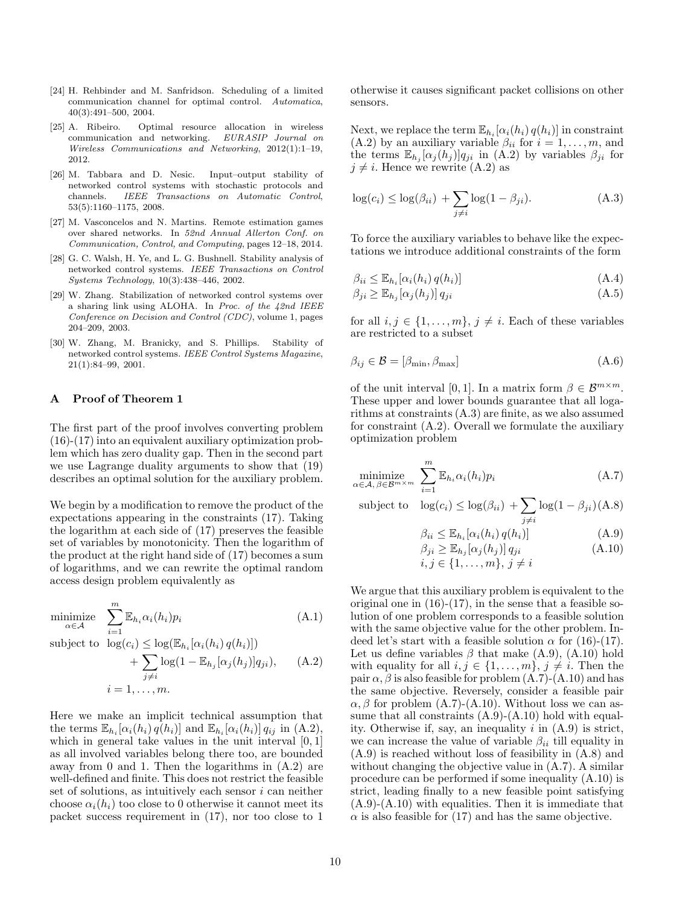[24] H. Rehbinder and M. Sanfridson. Scheduling of a limited communication channel for optimal control. *Automatica*, 40(3):491–500, 2004.

[25] A. Ribeiro. Optimal resource allocation in wireless communication and networking. *EURASIP Journal on Wireless Communications and Networking*, 2012(1):1–19, 2012.

[26] M. Tabbara and D. Nesic. Input–output stability of networked control systems with stochastic protocols and channels. *IEEE Transactions on Automatic Control*, 53(5):1160–1175, 2008.

[27] M. Vasconcelos and N. Martins. Remote estimation games over shared networks. In *52nd Annual Allerton Conf. on Communication, Control, and Computing*, pages 12–18, 2014.

[28] G. C. Walsh, H. Ye, and L. G. Bushnell. Stability analysis of networked control systems. *IEEE Transactions on Control Systems Technology*, 10(3):438–446, 2002.

[29] W. Zhang. Stabilization of networked control systems over a sharing link using ALOHA. In *Proc. of the 42nd IEEE Conference on Decision and Control (CDC)*, volume 1, pages 204–209, 2003.

[30] W. Zhang, M. Branicky, and S. Phillips. Stability of networked control systems. *IEEE Control Systems Magazine*, 21(1):84–99, 2001.

## A Proof of Theorem 1

The first part of the proof involves converting problem (16)-(17) into an equivalent auxiliary optimization problem which has zero duality gap. Then in the second part we use Lagrange duality arguments to show that (19) describes an optimal solution for the auxiliary problem.

We begin by a modification to remove the product of the expectations appearing in the constraints (17). Taking the logarithm at each side of (17) preserves the feasible set of variables by monotonicity. Then the logarithm of the product at the right hand side of (17) becomes a sum of logarithms, and we can rewrite the optimal random access design problem equivalently as

$$\underset{\alpha\in\mathcal{A}}{\text{minimize}} \quad \sum_{i=1}^{m} \mathbb{E}_{h_i}\alpha_i(h_i)p_i \tag{A.1}$$

$$\begin{aligned} \text{subject to} \quad & \log(c_i) \leq \log(\mathbb{E}_{h_i}[\alpha_i(h_i)\, q(h_i)]) \\ & \quad + \sum_{j\neq i} \log(1-\mathbb{E}_{h_j}[\alpha_j(h_j)]q_{ji}), \qquad \text{(A.2)} \\ & i = 1,\ldots,m. \end{aligned}$$

Here we make an implicit technical assumption that the terms $\mathbb{E}_{h_i}[\alpha_i(h_i)\, q(h_i)]$ and $\mathbb{E}_{h_i}[\alpha_i(h_i)]\, q_{ij}$ in (A.2), which in general take values in the unit interval $[0,1]$ as all involved variables belong there too, are bounded away from 0 and 1. Then the logarithms in (A.2) are well-defined and finite. This does not restrict the feasible set of solutions, as intuitively each sensor $i$ can neither choose $\alpha_i(h_i)$ too close to 0 otherwise it cannot meet its packet success requirement in (17), nor too close to 1 otherwise it causes significant packet collisions on other sensors.

Next, we replace the term $\mathbb{E}_{h_i}[\alpha_i(h_i)\, q(h_i)]$ in constraint (A.2) by an auxiliary variable $\beta_{ii}$ for $i=1,\ldots,m$, and the terms $\mathbb{E}_{h_j}[\alpha_j(h_j)]q_{ji}$ in (A.2) by variables $\beta_{ji}$ for $j\neq i$. Hence we rewrite (A.2) as

$$\log(c_i) \leq \log(\beta_{ii}) + \sum_{j\neq i}\log(1-\beta_{ji}). \tag{A.3}$$

To force the auxiliary variables to behave like the expectations we introduce additional constraints of the form

$$\beta_{ii} \leq \mathbb{E}_{h_i}[\alpha_i(h_i)\, q(h_i)] \tag{A.4}$$

$$\beta_{ji} \geq \mathbb{E}_{h_j}[\alpha_j(h_j)]\, q_{ji} \tag{A.5}$$

for all $i,j\in\{1,\ldots,m\}$, $j\neq i$. Each of these variables are restricted to a subset

$$\beta_{ij} \in \mathcal{B} = [\beta_{\min}, \beta_{\max}] \tag{A.6}$$

of the unit interval $[0,1]$. In a matrix form $\beta\in\mathcal{B}^{m\times m}$. These upper and lower bounds guarantee that all logarithms at constraints (A.3) are finite, as we also assumed for constraint (A.2). Overall we formulate the auxiliary optimization problem

$$\underset{\alpha\in\mathcal{A},\,\beta\in\mathcal{B}^{m\times m}}{\text{minimize}} \quad \sum_{i=1}^{m}\mathbb{E}_{h_i}\alpha_i(h_i)p_i \tag{A.7}$$

$$\text{subject to} \quad \log(c_i) \leq \log(\beta_{ii}) + \sum_{j\neq i}\log(1-\beta_{ji}) \tag{A.8}$$

$$\beta_{ii} \leq \mathbb{E}_{h_i}[\alpha_i(h_i)\, q(h_i)] \tag{A.9}$$

$$\beta_{ji} \geq \mathbb{E}_{h_j}[\alpha_j(h_j)]\, q_{ji} \tag{A.10}$$

$$i,j\in\{1,\ldots,m\},\ j\neq i$$

We argue that this auxiliary problem is equivalent to the original one in (16)-(17), in the sense that a feasible solution of one problem corresponds to a feasible solution with the same objective value for the other problem. Indeed let's start with a feasible solution $\alpha$ for (16)-(17). Let us define variables $\beta$ that make (A.9), (A.10) hold with equality for all $i,j\in\{1,\ldots,m\}$, $j\neq i$. Then the pair $\alpha,\beta$ is also feasible for problem (A.7)-(A.10) and has the same objective. Reversely, consider a feasible pair $\alpha,\beta$ for problem (A.7)-(A.10). Without loss we can assume that all constraints (A.9)-(A.10) hold with equality. Otherwise if, say, an inequality $i$ in (A.9) is strict, we can increase the value of variable $\beta_{ii}$ till equality in (A.9) is reached without loss of feasibility in (A.8) and without changing the objective value in (A.7). A similar procedure can be performed if some inequality (A.10) is strict, leading finally to a new feasible point satisfying (A.9)-(A.10) with equalities. Then it is immediate that $\alpha$ is also feasible for (17) and has the same objective.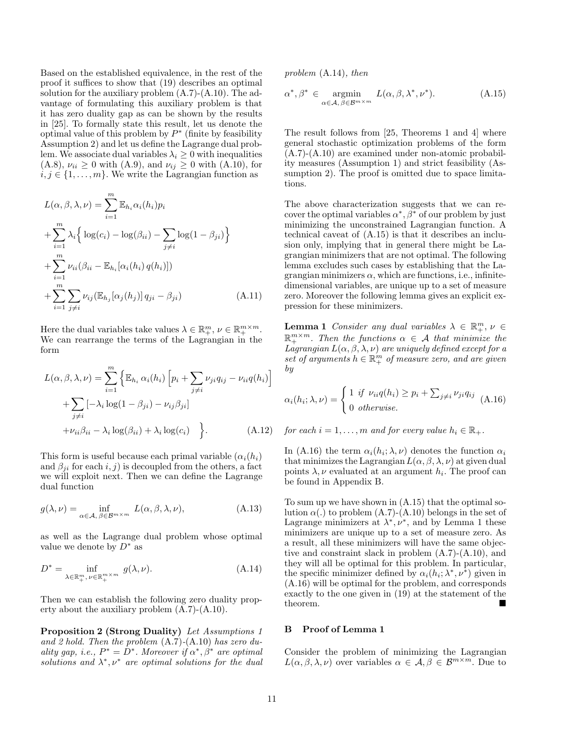Based on the established equivalence, in the rest of the proof it suffices to show that (19) describes an optimal solution for the auxiliary problem (A.7)-(A.10). The advantage of formulating this auxiliary problem is that it has zero duality gap as can be shown by the results in [25]. To formally state this result, let us denote the optimal value of this problem by $P^*$ (finite by feasibility Assumption 2) and let us define the Lagrange dual problem. We associate dual variables $\lambda_i \geq 0$ with inequalities (A.8), $\nu_{ii} \geq 0$ with (A.9), and $\nu_{ij} \geq 0$ with (A.10), for $i, j \in \{1, \ldots, m\}$. We write the Lagrangian function as

$$
\begin{aligned}
L(\alpha, \beta, \lambda, \nu) &= \sum_{i=1}^{m} \mathbb{E}_{h_i} \alpha_i(h_i) p_i \\
&+ \sum_{i=1}^{m} \lambda_i \Big\{ \log(c_i) - \log(\beta_{ii}) - \sum_{j \neq i} \log(1 - \beta_{ji}) \Big\} \\
&+ \sum_{i=1}^{m} \nu_{ii} (\beta_{ii} - \mathbb{E}_{h_i}[\alpha_i(h_i)\, q(h_i)]) \\
&+ \sum_{i=1}^{m} \sum_{j \neq i} \nu_{ij} (\mathbb{E}_{h_j}[\alpha_j(h_j)]\, q_{ji} - \beta_{ji}) \qquad \text{(A.11)}
\end{aligned}
$$

Here the dual variables take values $\lambda \in \mathbb{R}_+^m$, $\nu \in \mathbb{R}_+^{m \times m}$. We can rearrange the terms of the Lagrangian in the form

$$
\begin{aligned}
L(\alpha, \beta, \lambda, \nu) = \sum_{i=1}^{m} \Big\{ & \mathbb{E}_{h_i}\, \alpha_i(h_i) \Big[ p_i + \sum_{j \neq i} \nu_{ji} q_{ij} - \nu_{ii} q(h_i) \Big] \\
& + \sum_{j \neq i} \left[ -\lambda_i \log(1 - \beta_{ji}) - \nu_{ij} \beta_{ji} \right] \\
& + \nu_{ii} \beta_{ii} - \lambda_i \log(\beta_{ii}) + \lambda_i \log(c_i) \quad \Big\}. \qquad \text{(A.12)}
\end{aligned}
$$

This form is useful because each primal variable ($\alpha_i(h_i)$ and $\beta_{ji}$ for each $i, j$) is decoupled from the others, a fact we will exploit next. Then we can define the Lagrange dual function

$$
g(\lambda, \nu) = \inf_{\alpha \in \mathcal{A},\, \beta \in \mathcal{B}^{m \times m}} L(\alpha, \beta, \lambda, \nu), \qquad \text{(A.13)}
$$

as well as the Lagrange dual problem whose optimal value we denote by $D^*$ as

$$
D^* = \inf_{\lambda \in \mathbb{R}_+^m,\, \nu \in \mathbb{R}_+^{m \times m}} g(\lambda, \nu). \qquad \text{(A.14)}
$$

Then we can establish the following zero duality property about the auxiliary problem (A.7)-(A.10).

**Proposition 2 (Strong Duality)** *Let Assumptions 1 and 2 hold. Then the problem* (A.7)-(A.10) *has zero duality gap, i.e.,* $P^* = D^*$. *Moreover if* $\alpha^*, \beta^*$ *are optimal solutions and* $\lambda^*, \nu^*$ *are optimal solutions for the dual problem* (A.14)*, then*

$$
\alpha^*, \beta^* \in \underset{\alpha \in \mathcal{A},\, \beta \in \mathcal{B}^{m \times m}}{\operatorname{argmin}} \; L(\alpha, \beta, \lambda^*, \nu^*). \qquad \text{(A.15)}
$$

The result follows from [25, Theorems 1 and 4] where general stochastic optimization problems of the form (A.7)-(A.10) are examined under non-atomic probability measures (Assumption 1) and strict feasibility (Assumption 2). The proof is omitted due to space limitations.

The above characterization suggests that we can recover the optimal variables $\alpha^*, \beta^*$ of our problem by just minimizing the unconstrained Lagrangian function. A technical caveat of (A.15) is that it describes an inclusion only, implying that in general there might be Lagrangian minimizers that are not optimal. The following lemma excludes such cases by establishing that the Lagrangian minimizers $\alpha$, which are functions, i.e., infinite-dimensional variables, are unique up to a set of measure zero. Moreover the following lemma gives an explicit expression for these minimizers.

**Lemma 1** *Consider any dual variables* $\lambda \in \mathbb{R}_+^m$, $\nu \in \mathbb{R}_+^{m \times m}$. *Then the functions* $\alpha \in \mathcal{A}$ *that minimize the Lagrangian* $L(\alpha, \beta, \lambda, \nu)$ *are uniquely defined except for a set of arguments* $h \in \mathbb{R}_+^m$ *of measure zero, and are given by*

$$
\alpha_i(h_i; \lambda, \nu) = \begin{cases} 1 \ \text{if} \ \nu_{ii} q(h_i) \geq p_i + \sum_{j \neq i} \nu_{ji} q_{ij} \\ 0 \ \text{otherwise.} \end{cases} \qquad \text{(A.16)}
$$

*for each* $i = 1, \ldots, m$ *and for every value* $h_i \in \mathbb{R}_+$.

In (A.16) the term $\alpha_i(h_i; \lambda, \nu)$ denotes the function $\alpha_i$ that minimizes the Lagrangian $L(\alpha, \beta, \lambda, \nu)$ at given dual points $\lambda, \nu$ evaluated at an argument $h_i$. The proof can be found in Appendix B.

To sum up we have shown in (A.15) that the optimal solution $\alpha(.)$ to problem (A.7)-(A.10) belongs in the set of Lagrange minimizers at $\lambda^*, \nu^*$, and by Lemma 1 these minimizers are unique up to a set of measure zero. As a result, all these minimizers will have the same objective and constraint slack in problem (A.7)-(A.10), and they will all be optimal for this problem. In particular, the specific minimizer defined by $\alpha_i(h_i; \lambda^*, \nu^*)$ given in (A.16) will be optimal for the problem, and corresponds exactly to the one given in (19) at the statement of the theorem. ∎

## B Proof of Lemma 1

Consider the problem of minimizing the Lagrangian $L(\alpha, \beta, \lambda, \nu)$ over variables $\alpha \in \mathcal{A}, \beta \in \mathcal{B}^{m \times m}$. Due to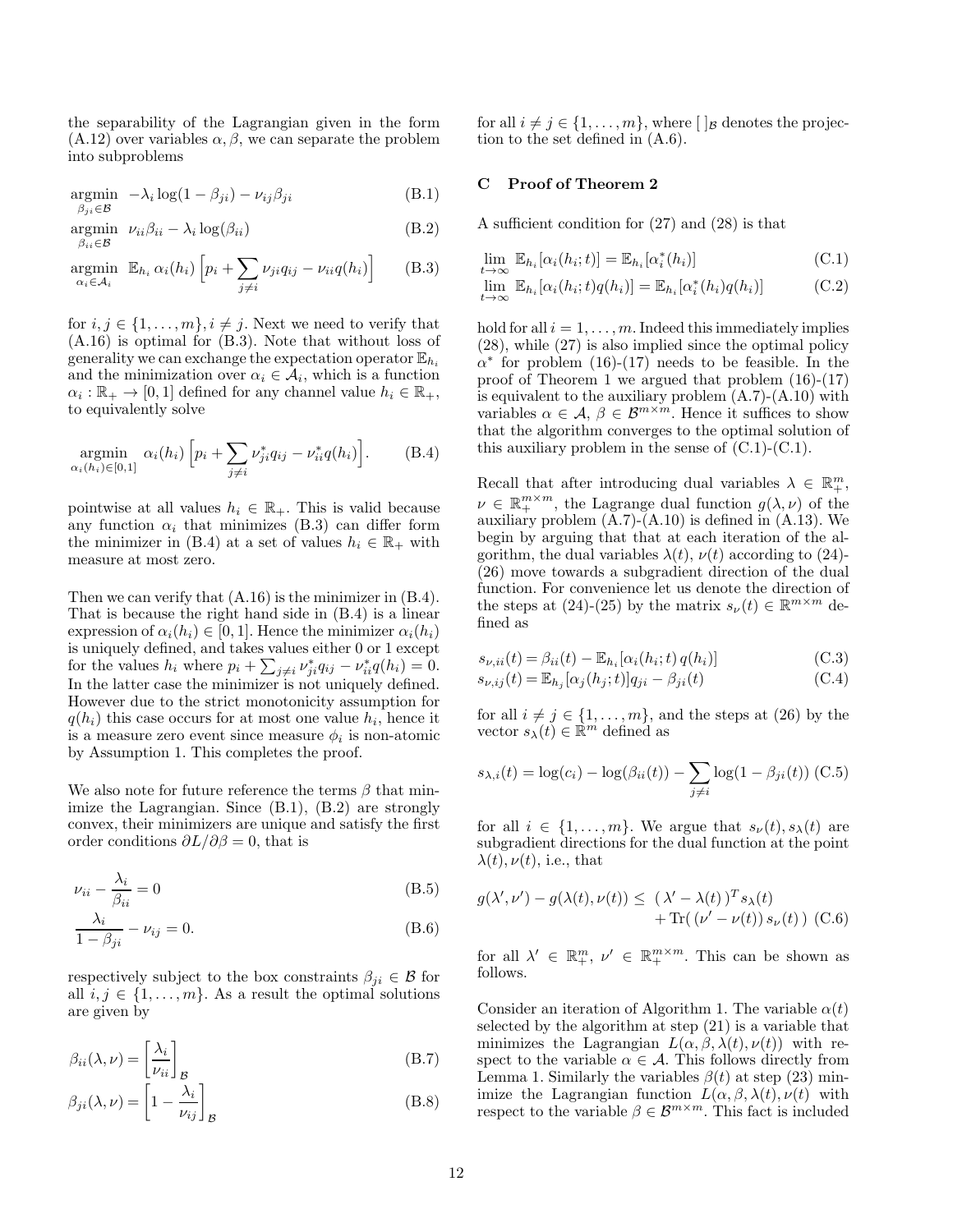the separability of the Lagrangian given in the form (A.12) over variables $\alpha, \beta$, we can separate the problem into subproblems

$$\underset{\beta_{ji}\in\mathcal{B}}{\text{argmin}} \;\; -\lambda_i \log(1-\beta_{ji}) - \nu_{ij}\beta_{ji} \tag{B.1}$$

$$\underset{\beta_{ii}\in\mathcal{B}}{\text{argmin}} \;\; \nu_{ii}\beta_{ii} - \lambda_i \log(\beta_{ii}) \tag{B.2}$$

$$\underset{\alpha_i\in\mathcal{A}_i}{\text{argmin}} \;\; \mathbb{E}_{h_i}\, \alpha_i(h_i) \Big[p_i + \sum_{j\neq i} \nu_{ji} q_{ij} - \nu_{ii} q(h_i)\Big] \tag{B.3}$$

for $i, j \in \{1, \ldots, m\}, i \neq j$. Next we need to verify that (A.16) is optimal for (B.3). Note that without loss of generality we can exchange the expectation operator $\mathbb{E}_{h_i}$ and the minimization over $\alpha_i \in \mathcal{A}_i$, which is a function $\alpha_i : \mathbb{R}_+ \to [0,1]$ defined for any channel value $h_i \in \mathbb{R}_+$, to equivalently solve

$$\underset{\alpha_i(h_i)\in[0,1]}{\text{argmin}} \;\; \alpha_i(h_i) \Big[p_i + \sum_{j\neq i} \nu^*_{ji} q_{ij} - \nu^*_{ii} q(h_i)\Big]. \tag{B.4}$$

pointwise at all values $h_i \in \mathbb{R}_+$. This is valid because any function $\alpha_i$ that minimizes (B.3) can differ form the minimizer in (B.4) at a set of values $h_i \in \mathbb{R}_+$ with measure at most zero.

Then we can verify that (A.16) is the minimizer in (B.4). That is because the right hand side in (B.4) is a linear expression of $\alpha_i(h_i) \in [0,1]$. Hence the minimizer $\alpha_i(h_i)$ is uniquely defined, and takes values either 0 or 1 except for the values $h_i$ where $p_i + \sum_{j\neq i} \nu^*_{ji} q_{ij} - \nu^*_{ii} q(h_i) = 0$. In the latter case the minimizer is not uniquely defined. However due to the strict monotonicity assumption for $q(h_i)$ this case occurs for at most one value $h_i$, hence it is a measure zero event since measure $\phi_i$ is non-atomic by Assumption 1. This completes the proof.

We also note for future reference the terms $\beta$ that minimize the Lagrangian. Since (B.1), (B.2) are strongly convex, their minimizers are unique and satisfy the first order conditions $\partial L/\partial \beta = 0$, that is

$$\nu_{ii} - \frac{\lambda_i}{\beta_{ii}} = 0 \tag{B.5}$$

$$\frac{\lambda_i}{1-\beta_{ji}} - \nu_{ij} = 0. \tag{B.6}$$

respectively subject to the box constraints $\beta_{ji} \in \mathcal{B}$ for all $i, j \in \{1, \ldots, m\}$. As a result the optimal solutions are given by

$$\beta_{ii}(\lambda, \nu) = \left[\frac{\lambda_i}{\nu_{ii}}\right]_{\mathcal{B}} \tag{B.7}$$

$$\beta_{ji}(\lambda, \nu) = \left[1 - \frac{\lambda_i}{\nu_{ij}}\right]_{\mathcal{B}} \tag{B.8}$$

for all $i \neq j \in \{1, \ldots, m\}$, where $[\;]_{\mathcal{B}}$ denotes the projection to the set defined in (A.6).

## C Proof of Theorem 2

A sufficient condition for (27) and (28) is that

$$\lim_{t\to\infty} \mathbb{E}_{h_i}[\alpha_i(h_i;t)] = \mathbb{E}_{h_i}[\alpha^*_i(h_i)] \tag{C.1}$$

$$\lim_{t\to\infty} \mathbb{E}_{h_i}[\alpha_i(h_i;t) q(h_i)] = \mathbb{E}_{h_i}[\alpha^*_i(h_i) q(h_i)] \tag{C.2}$$

hold for all $i = 1, \ldots, m$. Indeed this immediately implies (28), while (27) is also implied since the optimal policy $\alpha^*$ for problem (16)-(17) needs to be feasible. In the proof of Theorem 1 we argued that problem (16)-(17) is equivalent to the auxiliary problem (A.7)-(A.10) with variables $\alpha \in \mathcal{A}$, $\beta \in \mathcal{B}^{m\times m}$. Hence it suffices to show that the algorithm converges to the optimal solution of this auxiliary problem in the sense of (C.1)-(C.1).

Recall that after introducing dual variables $\lambda \in \mathbb{R}^m_+$, $\nu \in \mathbb{R}^{m\times m}_+$, the Lagrange dual function $g(\lambda, \nu)$ of the auxiliary problem (A.7)-(A.10) is defined in (A.13). We begin by arguing that that at each iteration of the algorithm, the dual variables $\lambda(t)$, $\nu(t)$ according to (24)-(26) move towards a subgradient direction of the dual function. For convenience let us denote the direction of the steps at (24)-(25) by the matrix $s_\nu(t) \in \mathbb{R}^{m\times m}$ defined as

$$s_{\nu,ii}(t) = \beta_{ii}(t) - \mathbb{E}_{h_i}[\alpha_i(h_i;t)\, q(h_i)] \tag{C.3}$$

$$s_{\nu,ij}(t) = \mathbb{E}_{h_j}[\alpha_j(h_j;t)] q_{ji} - \beta_{ji}(t) \tag{C.4}$$

for all $i \neq j \in \{1, \ldots, m\}$, and the steps at (26) by the vector $s_\lambda(t) \in \mathbb{R}^m$ defined as

$$s_{\lambda,i}(t) = \log(c_i) - \log(\beta_{ii}(t)) - \sum_{j\neq i} \log(1-\beta_{ji}(t)) \tag{C.5}$$

for all $i \in \{1, \ldots, m\}$. We argue that $s_\nu(t), s_\lambda(t)$ are subgradient directions for the dual function at the point $\lambda(t), \nu(t)$, i.e., that

$$g(\lambda', \nu') - g(\lambda(t), \nu(t)) \leq (\lambda' - \lambda(t))^T s_\lambda(t) + \text{Tr}(\,(\nu' - \nu(t))\, s_\nu(t)\,) \tag{C.6}$$

for all $\lambda' \in \mathbb{R}^m_+$, $\nu' \in \mathbb{R}^{m\times m}_+$. This can be shown as follows.

Consider an iteration of Algorithm 1. The variable $\alpha(t)$ selected by the algorithm at step (21) is a variable that minimizes the Lagrangian $L(\alpha, \beta, \lambda(t), \nu(t))$ with respect to the variable $\alpha \in \mathcal{A}$. This follows directly from Lemma 1. Similarly the variables $\beta(t)$ at step (23) minimize the Lagrangian function $L(\alpha, \beta, \lambda(t), \nu(t)$ with respect to the variable $\beta \in \mathcal{B}^{m\times m}$. This fact is included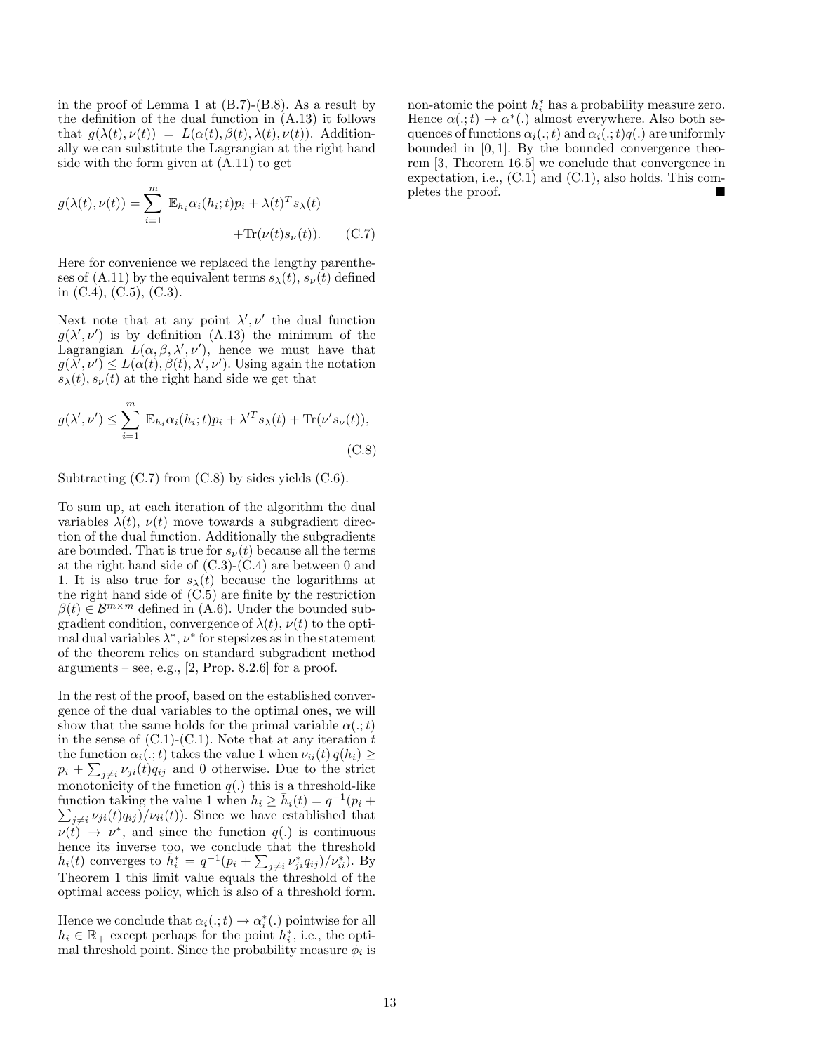in the proof of Lemma 1 at (B.7)-(B.8). As a result by the definition of the dual function in (A.13) it follows that $g(\lambda(t), \nu(t)) = L(\alpha(t), \beta(t), \lambda(t), \nu(t))$. Additionally we can substitute the Lagrangian at the right hand side with the form given at (A.11) to get

$$g(\lambda(t), \nu(t)) = \sum_{i=1}^{m} \mathbb{E}_{h_i} \alpha_i(h_i; t) p_i + \lambda(t)^T s_\lambda(t) + \text{Tr}(\nu(t) s_\nu(t)). \qquad \text{(C.7)}$$

Here for convenience we replaced the lengthy parentheses of (A.11) by the equivalent terms $s_\lambda(t)$, $s_\nu(t)$ defined in (C.4), (C.5), (C.3).

Next note that at any point $\lambda', \nu'$ the dual function $g(\lambda', \nu')$ is by definition (A.13) the minimum of the Lagrangian $L(\alpha, \beta, \lambda', \nu')$, hence we must have that $g(\lambda', \nu') \leq L(\alpha(t), \beta(t), \lambda', \nu')$. Using again the notation $s_\lambda(t), s_\nu(t)$ at the right hand side we get that

$$g(\lambda', \nu') \leq \sum_{i=1}^{m} \mathbb{E}_{h_i} \alpha_i(h_i; t) p_i + \lambda'^T s_\lambda(t) + \text{Tr}(\nu' s_\nu(t)), \qquad \text{(C.8)}$$

Subtracting (C.7) from (C.8) by sides yields (C.6).

To sum up, at each iteration of the algorithm the dual variables $\lambda(t)$, $\nu(t)$ move towards a subgradient direction of the dual function. Additionally the subgradients are bounded. That is true for $s_\nu(t)$ because all the terms at the right hand side of (C.3)-(C.4) are between 0 and 1. It is also true for $s_\lambda(t)$ because the logarithms at the right hand side of (C.5) are finite by the restriction $\beta(t) \in \mathcal{B}^{m \times m}$ defined in (A.6). Under the bounded subgradient condition, convergence of $\lambda(t)$, $\nu(t)$ to the optimal dual variables $\lambda^*$, $\nu^*$ for stepsizes as in the statement of the theorem relies on standard subgradient method arguments – see, e.g., [2, Prop. 8.2.6] for a proof.

In the rest of the proof, based on the established convergence of the dual variables to the optimal ones, we will show that the same holds for the primal variable $\alpha(.; t)$ in the sense of (C.1)-(C.1). Note that at any iteration $t$ the function $\alpha_i(.; t)$ takes the value 1 when $\nu_{ii}(t)\, q(h_i) \geq p_i + \sum_{j \neq i} \nu_{ji}(t) q_{ij}$ and 0 otherwise. Due to the strict monotonicity of the function $q(.)$ this is a threshold-like function taking the value 1 when $h_i \geq \bar{h}_i(t) = q^{-1}(p_i + \sum_{j \neq i} \nu_{ji}(t) q_{ij})/\nu_{ii}(t))$. Since we have established that $\nu(t) \to \nu^*$, and since the function $q(.)$ is continuous hence its inverse too, we conclude that the threshold $\bar{h}_i(t)$ converges to $\bar{h}_i^* = q^{-1}(p_i + \sum_{j \neq i} \nu_{ji}^* q_{ij})/\nu_{ii}^*)$. By Theorem 1 this limit value equals the threshold of the optimal access policy, which is also of a threshold form.

Hence we conclude that $\alpha_i(.; t) \to \alpha_i^*(.)$ pointwise for all $h_i \in \mathbb{R}_+$ except perhaps for the point $h_i^*$, i.e., the optimal threshold point. Since the probability measure $\phi_i$ is non-atomic the point $h_i^*$ has a probability measure zero. Hence $\alpha(.; t) \to \alpha^*(.)$ almost everywhere. Also both sequences of functions $\alpha_i(.; t)$ and $\alpha_i(.; t) q(.)$ are uniformly bounded in $[0, 1]$. By the bounded convergence theorem [3, Theorem 16.5] we conclude that convergence in expectation, i.e., (C.1) and (C.1), also holds. This completes the proof. ∎